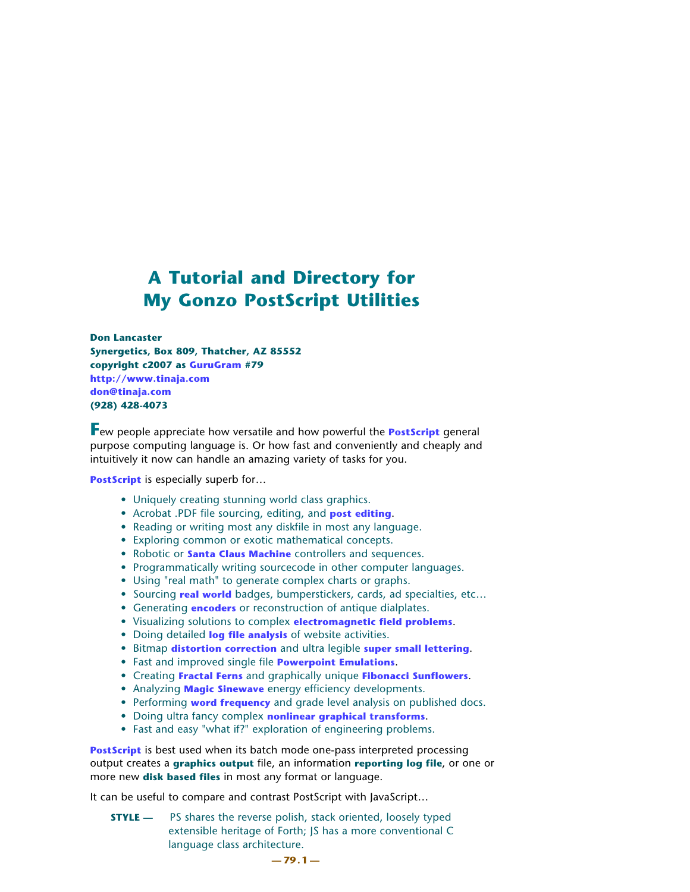# A Tutorial and Directory for My Gonzo PostScript Utilities

**Don Lancaster**
**Synergetics, Box 809, Thatcher, AZ 85552**
**copyright c2007 as GuruGram #79**
**http://www.tinaja.com**
**don@tinaja.com**
**(928) 428-4073**

Few people appreciate how versatile and how powerful the **PostScript** general purpose computing language is. Or how fast and conveniently and cheaply and intuitively it now can handle an amazing variety of tasks for you.

**PostScript** is especially superb for…

- Uniquely creating stunning world class graphics.
- Acrobat .PDF file sourcing, editing, and **post editing**.
- Reading or writing most any diskfile in most any language.
- Exploring common or exotic mathematical concepts.
- Robotic or **Santa Claus Machine** controllers and sequences.
- Programmatically writing sourcecode in other computer languages.
- Using "real math" to generate complex charts or graphs.
- Sourcing **real world** badges, bumperstickers, cards, ad specialties, etc…
- Generating **encoders** or reconstruction of antique dialplates.
- Visualizing solutions to complex **electromagnetic field problems**.
- Doing detailed **log file analysis** of website activities.
- Bitmap **distortion correction** and ultra legible **super small lettering**.
- Fast and improved single file **Powerpoint Emulations**.
- Creating **Fractal Ferns** and graphically unique **Fibonacci Sunflowers**.
- Analyzing **Magic Sinewave** energy efficiency developments.
- Performing **word frequency** and grade level analysis on published docs.
- Doing ultra fancy complex **nonlinear graphical transforms**.
- Fast and easy "what if?" exploration of engineering problems.

**PostScript** is best used when its batch mode one-pass interpreted processing output creates a **graphics output** file, an information **reporting log file**, or one or more new **disk based files** in most any format or language.

It can be useful to compare and contrast PostScript with JavaScript…

**STYLE —** PS shares the reverse polish, stack oriented, loosely typed extensible heritage of Forth; JS has a more conventional C language class architecture.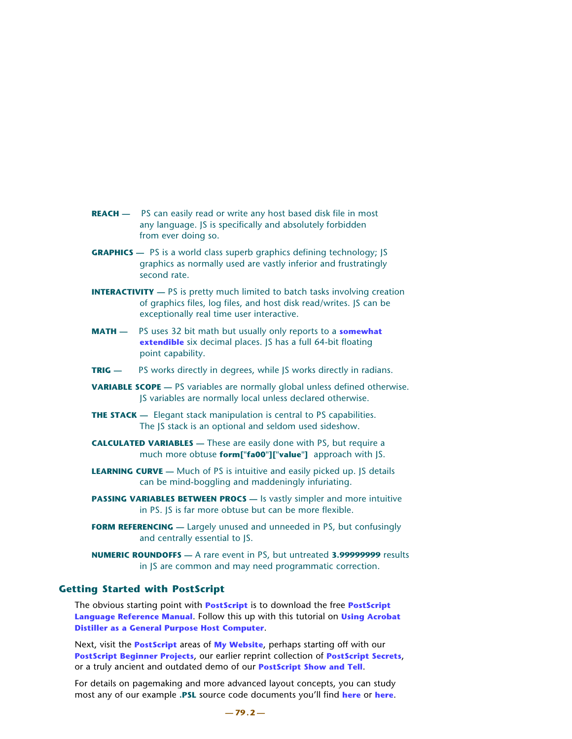**REACH —** PS can easily read or write any host based disk file in most any language. JS is specifically and absolutely forbidden from ever doing so.

**GRAPHICS —** PS is a world class superb graphics defining technology; JS graphics as normally used are vastly inferior and frustratingly second rate.

**INTERACTIVITY —** PS is pretty much limited to batch tasks involving creation of graphics files, log files, and host disk read/writes. JS can be exceptionally real time user interactive.

**MATH —** PS uses 32 bit math but usually only reports to a **somewhat extendible** six decimal places. JS has a full 64-bit floating point capability.

**TRIG —** PS works directly in degrees, while JS works directly in radians.

**VARIABLE SCOPE —** PS variables are normally global unless defined otherwise. JS variables are normally local unless declared otherwise.

**THE STACK —** Elegant stack manipulation is central to PS capabilities. The JS stack is an optional and seldom used sideshow.

**CALCULATED VARIABLES —** These are easily done with PS, but require a much more obtuse **form["fa00"]["value"]** approach with JS.

**LEARNING CURVE —** Much of PS is intuitive and easily picked up. JS details can be mind-boggling and maddeningly infuriating.

**PASSING VARIABLES BETWEEN PROCS —** Is vastly simpler and more intuitive in PS. JS is far more obtuse but can be more flexible.

**FORM REFERENCING —** Largely unused and unneeded in PS, but confusingly and centrally essential to JS.

**NUMERIC ROUNDOFFS —** A rare event in PS, but untreated **3.99999999** results in JS are common and may need programmatic correction.

## Getting Started with PostScript

The obvious starting point with **PostScript** is to download the free **PostScript Language Reference Manual**. Follow this up with this tutorial on **Using Acrobat Distiller as a General Purpose Host Computer**.

Next, visit the **PostScript** areas of **My Website**, perhaps starting off with our **PostScript Beginner Projects**, our earlier reprint collection of **PostScript Secrets**, or a truly ancient and outdated demo of our **PostScript Show and Tell**.

For details on pagemaking and more advanced layout concepts, you can study most any of our example **.PSL** source code documents you'll find **here** or **here**.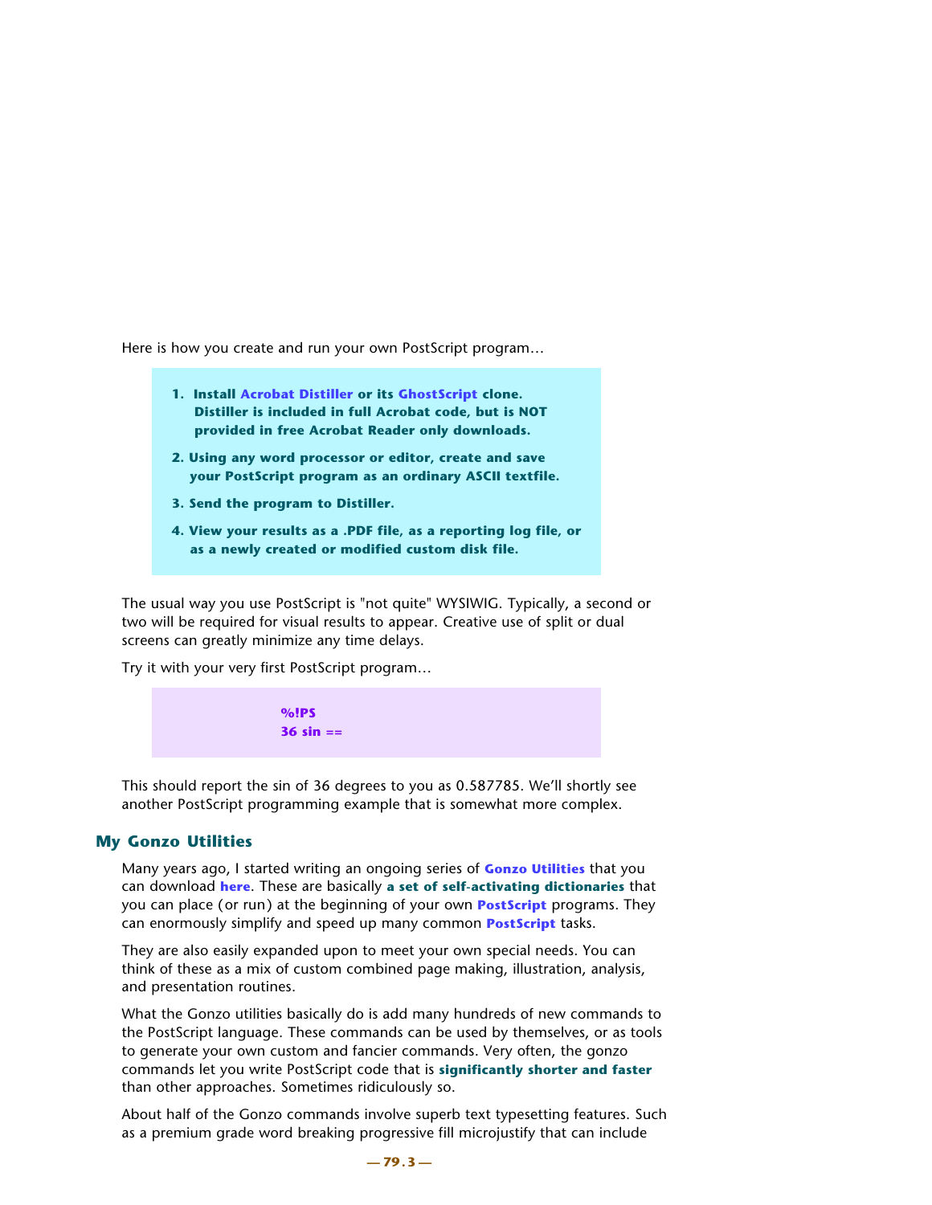Here is how you create and run your own PostScript program…

> **1. Install Acrobat Distiller or its GhostScript clone. Distiller is included in full Acrobat code, but is NOT provided in free Acrobat Reader only downloads.**
>
> **2. Using any word processor or editor, create and save your PostScript program as an ordinary ASCII textfile.**
>
> **3. Send the program to Distiller.**
>
> **4. View your results as a .PDF file, as a reporting log file, or as a newly created or modified custom disk file.**

The usual way you use PostScript is "not quite" WYSIWIG. Typically, a second or two will be required for visual results to appear. Creative use of split or dual screens can greatly minimize any time delays.

Try it with your very first PostScript program…

```
%!PS
36 sin ==
```

This should report the sin of 36 degrees to you as 0.587785. We'll shortly see another PostScript programming example that is somewhat more complex.

## My Gonzo Utilities

Many years ago, I started writing an ongoing series of **Gonzo Utilities** that you can download **here**. These are basically **a set of self-activating dictionaries** that you can place (or run) at the beginning of your own **PostScript** programs. They can enormously simplify and speed up many common **PostScript** tasks.

They are also easily expanded upon to meet your own special needs. You can think of these as a mix of custom combined page making, illustration, analysis, and presentation routines.

What the Gonzo utilities basically do is add many hundreds of new commands to the PostScript language. These commands can be used by themselves, or as tools to generate your own custom and fancier commands. Very often, the gonzo commands let you write PostScript code that is **significantly shorter and faster** than other approaches. Sometimes ridiculously so.

About half of the Gonzo commands involve superb text typesetting features. Such as a premium grade word breaking progressive fill microjustify that can include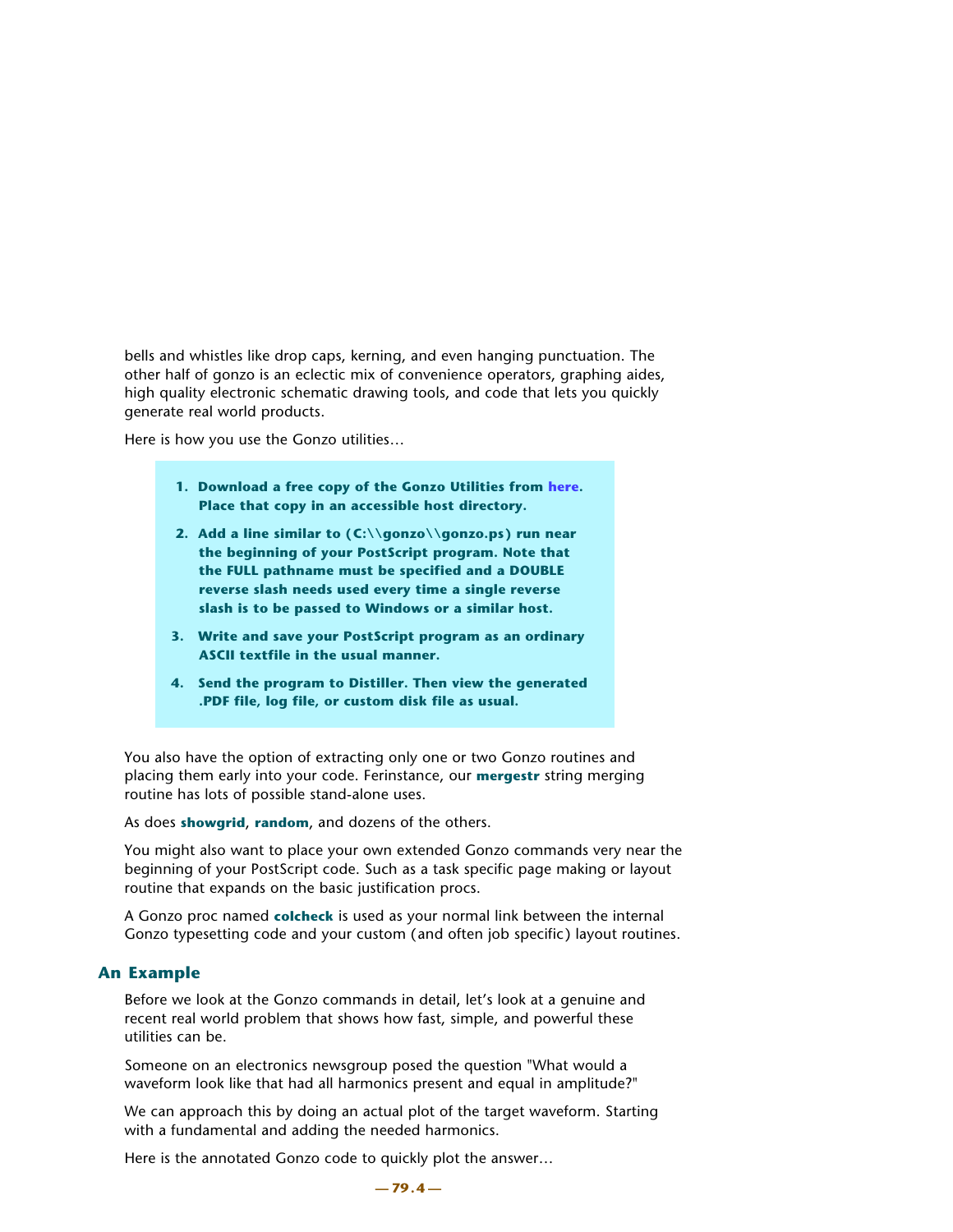bells and whistles like drop caps, kerning, and even hanging punctuation. The other half of gonzo is an eclectic mix of convenience operators, graphing aides, high quality electronic schematic drawing tools, and code that lets you quickly generate real world products.

Here is how you use the Gonzo utilities…

1. **Download a free copy of the Gonzo Utilities from here. Place that copy in an accessible host directory.**
2. **Add a line similar to (C:\\gonzo\\gonzo.ps) run near the beginning of your PostScript program. Note that the FULL pathname must be specified and a DOUBLE reverse slash needs used every time a single reverse slash is to be passed to Windows or a similar host.**
3. **Write and save your PostScript program as an ordinary ASCII textfile in the usual manner.**
4. **Send the program to Distiller. Then view the generated .PDF file, log file, or custom disk file as usual.**

You also have the option of extracting only one or two Gonzo routines and placing them early into your code. Ferinstance, our **mergestr** string merging routine has lots of possible stand-alone uses.

As does **showgrid**, **random**, and dozens of the others.

You might also want to place your own extended Gonzo commands very near the beginning of your PostScript code. Such as a task specific page making or layout routine that expands on the basic justification procs.

A Gonzo proc named **colcheck** is used as your normal link between the internal Gonzo typesetting code and your custom (and often job specific) layout routines.

## An Example

Before we look at the Gonzo commands in detail, let’s look at a genuine and recent real world problem that shows how fast, simple, and powerful these utilities can be.

Someone on an electronics newsgroup posed the question "What would a waveform look like that had all harmonics present and equal in amplitude?"

We can approach this by doing an actual plot of the target waveform. Starting with a fundamental and adding the needed harmonics.

Here is the annotated Gonzo code to quickly plot the answer…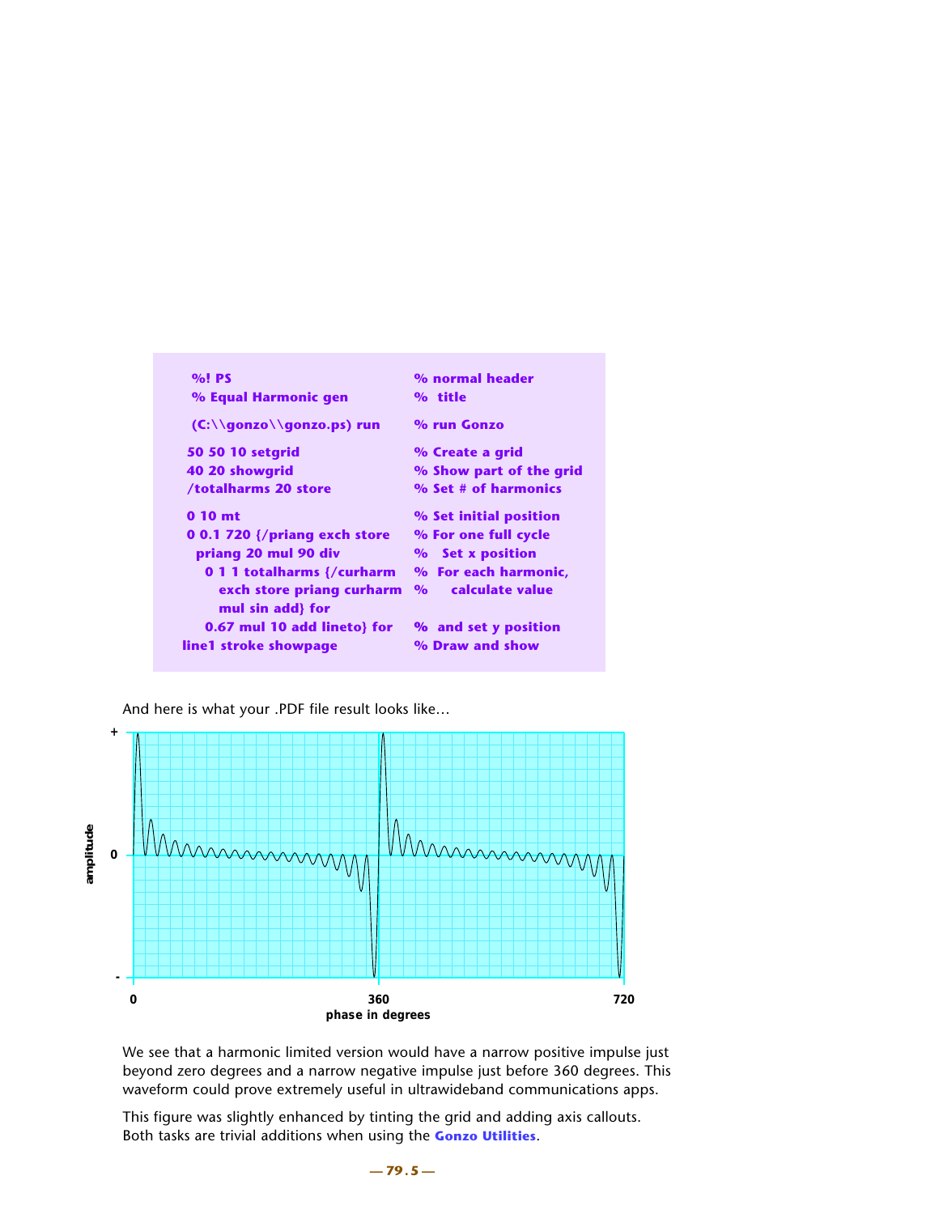```
%! PS                                    % normal header
% Equal Harmonic gen                     %  title

(C:\\gonzo\\gonzo.ps) run                % run Gonzo

50 50 10 setgrid                         % Create a grid
40 20 showgrid                           % Show part of the grid
/totalharms 20 store                     % Set # of harmonics

0 10 mt                                  % Set initial position
0 0.1 720 {/priang exch store            % For one full cycle
  priang 20 mul 90 div                   %   Set x position
    0 1 1 totalharms {/curharm           %  For each harmonic,
      exch store priang curharm          %     calculate value
      mul sin add} for
    0.67 mul 10 add lineto} for          %  and set y position
line1 stroke showpage                    % Draw and show
```

And here is what your .PDF file result looks like…

We see that a harmonic limited version would have a narrow positive impulse just beyond zero degrees and a narrow negative impulse just before 360 degrees. This waveform could prove extremely useful in ultrawideband communications apps.

This figure was slightly enhanced by tinting the grid and adding axis callouts. Both tasks are trivial additions when using the **Gonzo Utilities**.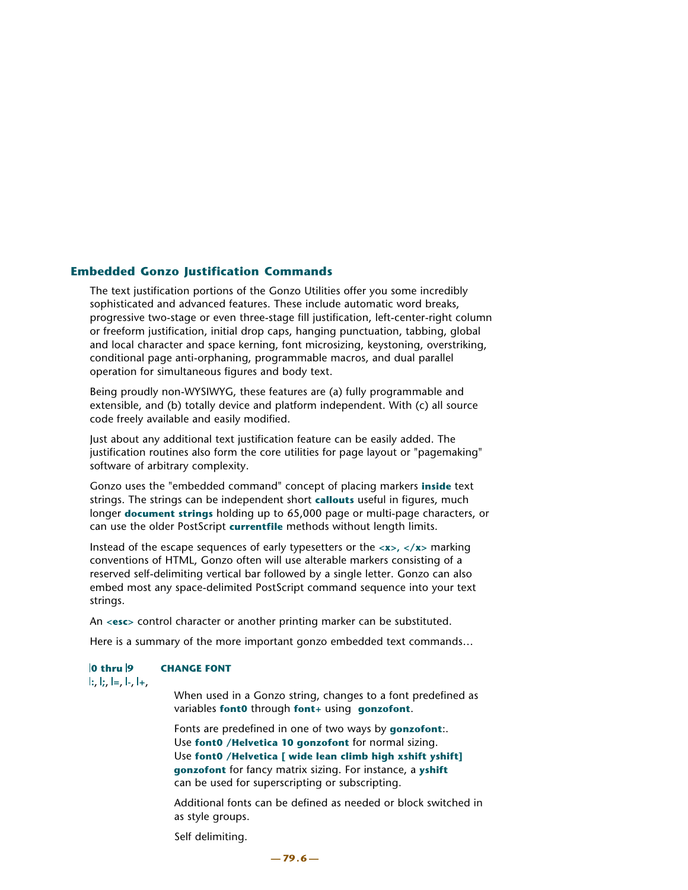## Embedded Gonzo Justification Commands

The text justification portions of the Gonzo Utilities offer you some incredibly sophisticated and advanced features. These include automatic word breaks, progressive two-stage or even three-stage fill justification, left-center-right column or freeform justification, initial drop caps, hanging punctuation, tabbing, global and local character and space kerning, font microsizing, keystoning, overstriking, conditional page anti-orphaning, programmable macros, and dual parallel operation for simultaneous figures and body text.

Being proudly non-WYSIWYG, these features are (a) fully programmable and extensible, and (b) totally device and platform independent. With (c) all source code freely available and easily modified.

Just about any additional text justification feature can be easily added. The justification routines also form the core utilities for page layout or "pagemaking" software of arbitrary complexity.

Gonzo uses the "embedded command" concept of placing markers **inside** text strings. The strings can be independent short **callouts** useful in figures, much longer **document strings** holding up to 65,000 page or multi-page characters, or can use the older PostScript **currentfile** methods without length limits.

Instead of the escape sequences of early typesetters or the **<x>, </x>** marking conventions of HTML, Gonzo often will use alterable markers consisting of a reserved self-delimiting vertical bar followed by a single letter. Gonzo can also embed most any space-delimited PostScript command sequence into your text strings.

An **<esc>** control character or another printing marker can be substituted.

Here is a summary of the more important gonzo embedded text commands…

**|0 thru |9** **CHANGE FONT**
|:, |;, |=, |-, |+,

When used in a Gonzo string, changes to a font predefined as variables **font0** through **font+** using **gonzofont**.

Fonts are predefined in one of two ways by **gonzofont**:.
Use **font0 /Helvetica 10 gonzofont** for normal sizing.
Use **font0 /Helvetica [ wide lean climb high xshift yshift] gonzofont** for fancy matrix sizing. For instance, a **yshift** can be used for superscripting or subscripting.

Additional fonts can be defined as needed or block switched in as style groups.

Self delimiting.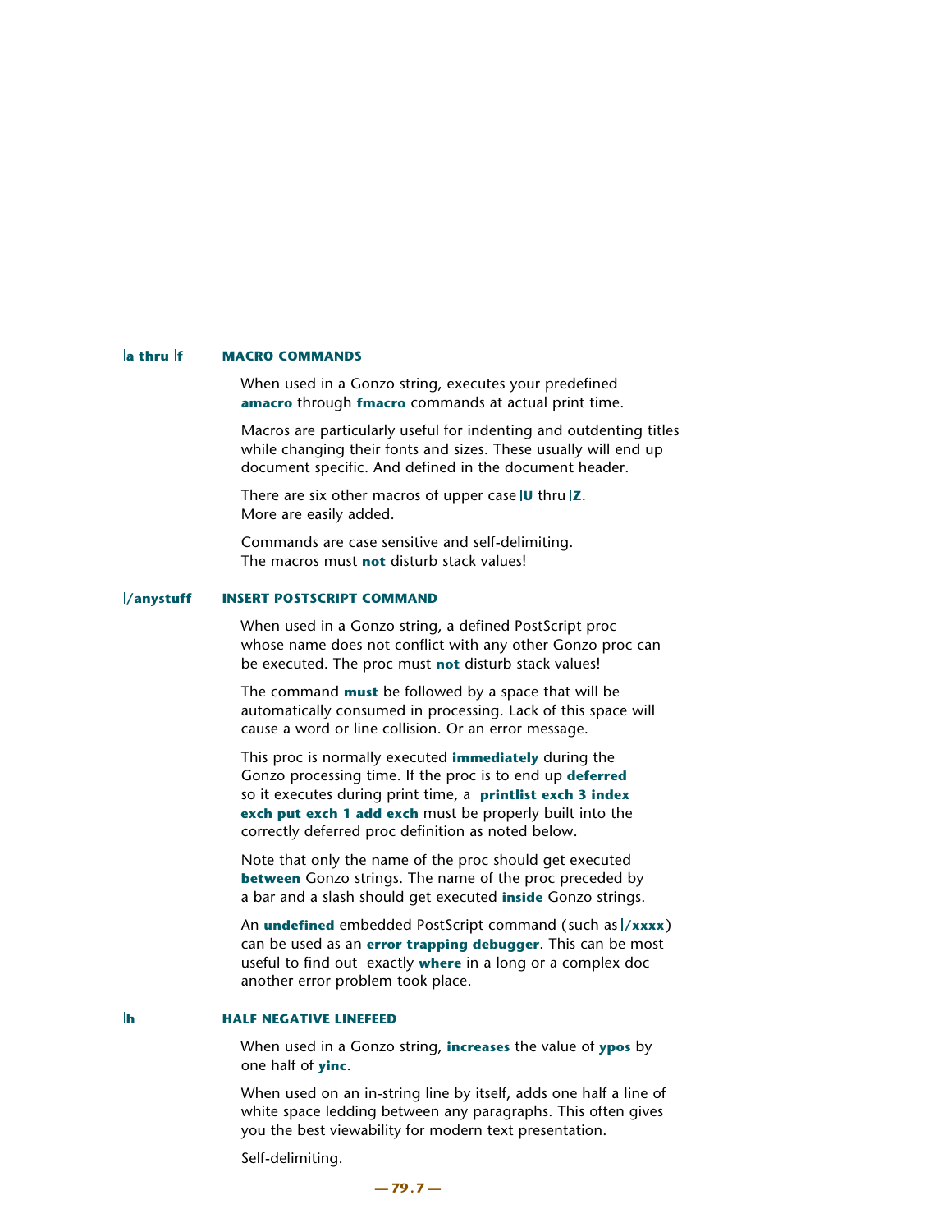### |a thru |f — MACRO COMMANDS

When used in a Gonzo string, executes your predefined **amacro** through **fmacro** commands at actual print time.

Macros are particularly useful for indenting and outdenting titles while changing their fonts and sizes. These usually will end up document specific. And defined in the document header.

There are six other macros of upper case **|U** thru **|Z**. More are easily added.

Commands are case sensitive and self-delimiting. The macros must **not** disturb stack values!

### |/anystuff — INSERT POSTSCRIPT COMMAND

When used in a Gonzo string, a defined PostScript proc whose name does not conflict with any other Gonzo proc can be executed. The proc must **not** disturb stack values!

The command **must** be followed by a space that will be automatically consumed in processing. Lack of this space will cause a word or line collision. Or an error message.

This proc is normally executed **immediately** during the Gonzo processing time. If the proc is to end up **deferred** so it executes during print time, a **printlist exch 3 index exch put exch 1 add exch** must be properly built into the correctly deferred proc definition as noted below.

Note that only the name of the proc should get executed **between** Gonzo strings. The name of the proc preceded by a bar and a slash should get executed **inside** Gonzo strings.

An **undefined** embedded PostScript command (such as **|/xxxx**) can be used as an **error trapping debugger**. This can be most useful to find out exactly **where** in a long or a complex doc another error problem took place.

### |h — HALF NEGATIVE LINEFEED

When used in a Gonzo string, **increases** the value of **ypos** by one half of **yinc**.

When used on an in-string line by itself, adds one half a line of white space ledding between any paragraphs. This often gives you the best viewability for modern text presentation.

Self-delimiting.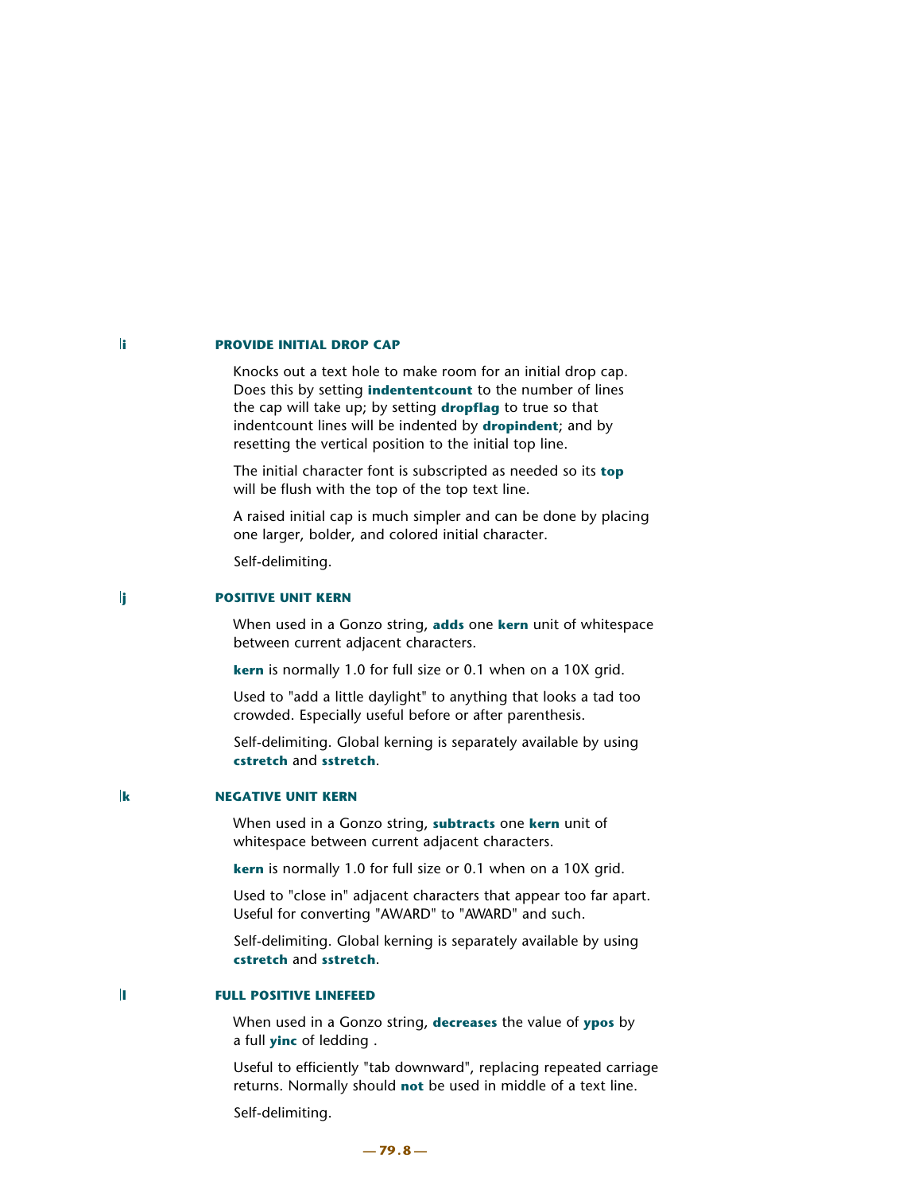|i **PROVIDE INITIAL DROP CAP**

Knocks out a text hole to make room for an initial drop cap. Does this by setting **indentcount** to the number of lines the cap will take up; by setting **dropflag** to true so that indentcount lines will be indented by **dropindent**; and by resetting the vertical position to the initial top line.

The initial character font is subscripted as needed so its **top** will be flush with the top of the top text line.

A raised initial cap is much simpler and can be done by placing one larger, bolder, and colored initial character.

Self-delimiting.

|j **POSITIVE UNIT KERN**

When used in a Gonzo string, **adds** one **kern** unit of whitespace between current adjacent characters.

**kern** is normally 1.0 for full size or 0.1 when on a 10X grid.

Used to "add a little daylight" to anything that looks a tad too crowded. Especially useful before or after parenthesis.

Self-delimiting. Global kerning is separately available by using **cstretch** and **sstretch**.

|k **NEGATIVE UNIT KERN**

When used in a Gonzo string, **subtracts** one **kern** unit of whitespace between current adjacent characters.

**kern** is normally 1.0 for full size or 0.1 when on a 10X grid.

Used to "close in" adjacent characters that appear too far apart. Useful for converting "AWARD" to "AWARD" and such.

Self-delimiting. Global kerning is separately available by using **cstretch** and **sstretch**.

|l **FULL POSITIVE LINEFEED**

When used in a Gonzo string, **decreases** the value of **ypos** by a full **yinc** of ledding .

Useful to efficiently "tab downward", replacing repeated carriage returns. Normally should **not** be used in middle of a text line.

Self-delimiting.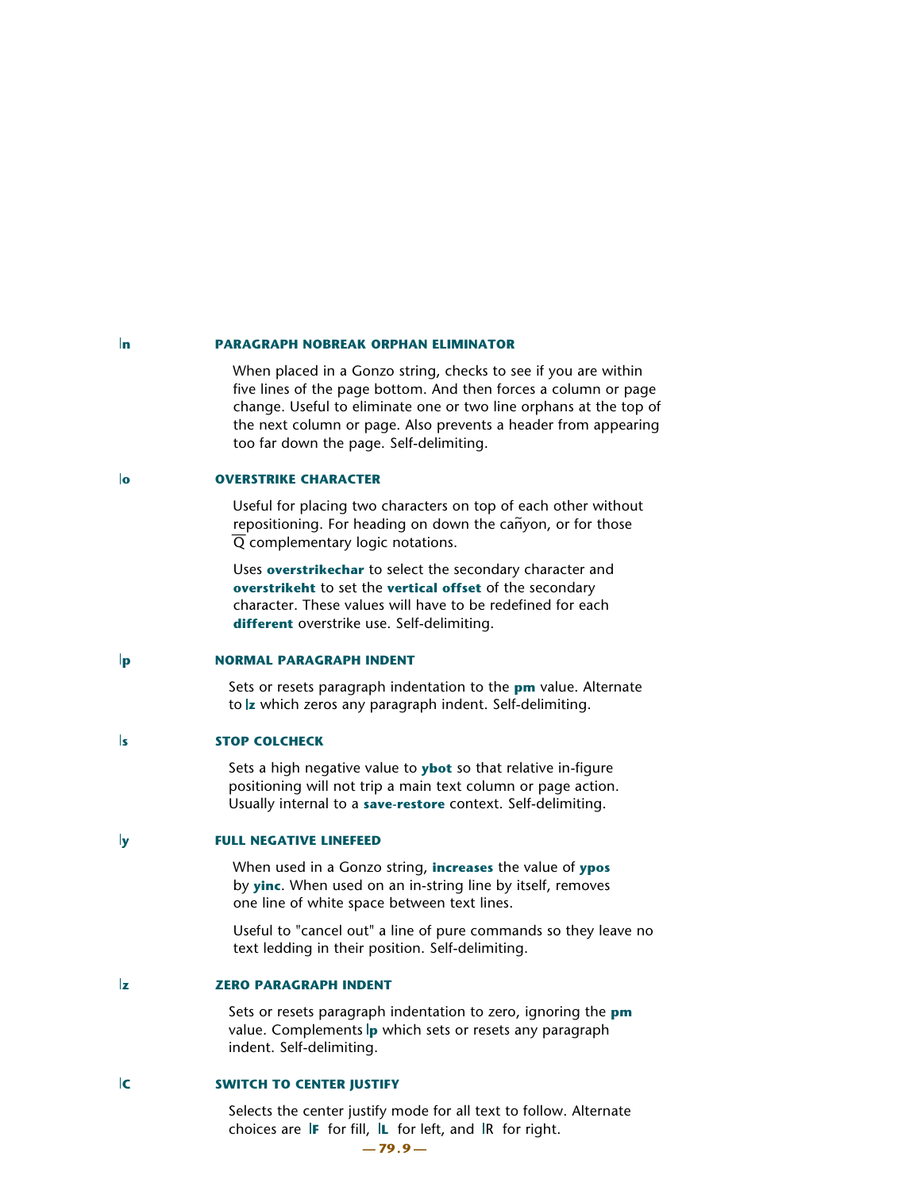|n **PARAGRAPH NOBREAK ORPHAN ELIMINATOR**

When placed in a Gonzo string, checks to see if you are within five lines of the page bottom. And then forces a column or page change. Useful to eliminate one or two line orphans at the top of the next column or page. Also prevents a header from appearing too far down the page. Self-delimiting.

|o **OVERSTRIKE CHARACTER**

Useful for placing two characters on top of each other without repositioning. For heading on down the cañyon, or for those Q̄ complementary logic notations.

Uses **overstrikechar** to select the secondary character and **overstrikeht** to set the **vertical offset** of the secondary character. These values will have to be redefined for each **different** overstrike use. Self-delimiting.

|p **NORMAL PARAGRAPH INDENT**

Sets or resets paragraph indentation to the **pm** value. Alternate to **|z** which zeros any paragraph indent. Self-delimiting.

|s **STOP COLCHECK**

Sets a high negative value to **ybot** so that relative in-figure positioning will not trip a main text column or page action. Usually internal to a **save-restore** context. Self-delimiting.

|y **FULL NEGATIVE LINEFEED**

When used in a Gonzo string, **increases** the value of **ypos** by **yinc**. When used on an in-string line by itself, removes one line of white space between text lines.

Useful to "cancel out" a line of pure commands so they leave no text ledding in their position. Self-delimiting.

|z **ZERO PARAGRAPH INDENT**

Sets or resets paragraph indentation to zero, ignoring the **pm** value. Complements **|p** which sets or resets any paragraph indent. Self-delimiting.

|C **SWITCH TO CENTER JUSTIFY**

Selects the center justify mode for all text to follow. Alternate choices are **|F** for fill, **|L** for left, and |R for right.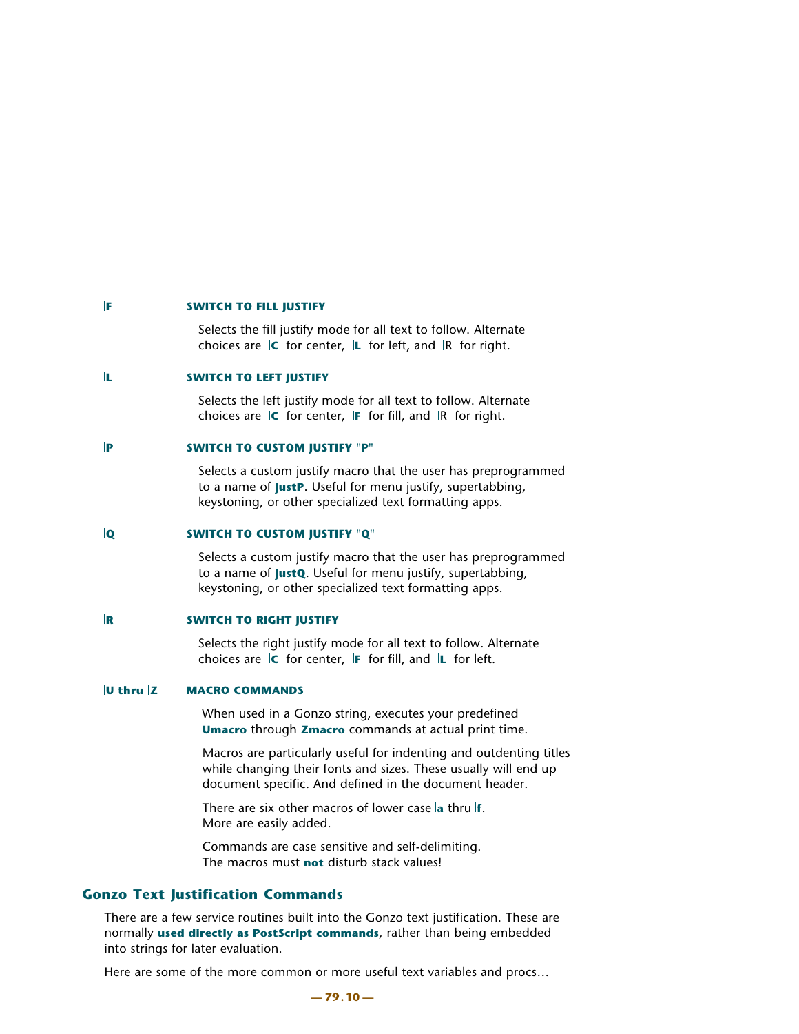**|F** **SWITCH TO FILL JUSTIFY**

Selects the fill justify mode for all text to follow. Alternate choices are **|C** for center, **|L** for left, and **|R** for right.

**|L** **SWITCH TO LEFT JUSTIFY**

Selects the left justify mode for all text to follow. Alternate choices are **|C** for center, **|F** for fill, and **|R** for right.

**|P** **SWITCH TO CUSTOM JUSTIFY "P"**

Selects a custom justify macro that the user has preprogrammed to a name of **justP**. Useful for menu justify, supertabbing, keystoning, or other specialized text formatting apps.

**|Q** **SWITCH TO CUSTOM JUSTIFY "Q"**

Selects a custom justify macro that the user has preprogrammed to a name of **justQ**. Useful for menu justify, supertabbing, keystoning, or other specialized text formatting apps.

**|R** **SWITCH TO RIGHT JUSTIFY**

Selects the right justify mode for all text to follow. Alternate choices are **|C** for center, **|F** for fill, and **|L** for left.

**|U thru |Z** **MACRO COMMANDS**

When used in a Gonzo string, executes your predefined **Umacro** through **Zmacro** commands at actual print time.

Macros are particularly useful for indenting and outdenting titles while changing their fonts and sizes. These usually will end up document specific. And defined in the document header.

There are six other macros of lower case **|a** thru **|f**. More are easily added.

Commands are case sensitive and self-delimiting. The macros must **not** disturb stack values!

## Gonzo Text Justification Commands

There are a few service routines built into the Gonzo text justification. These are normally **used directly as PostScript commands**, rather than being embedded into strings for later evaluation.

Here are some of the more common or more useful text variables and procs…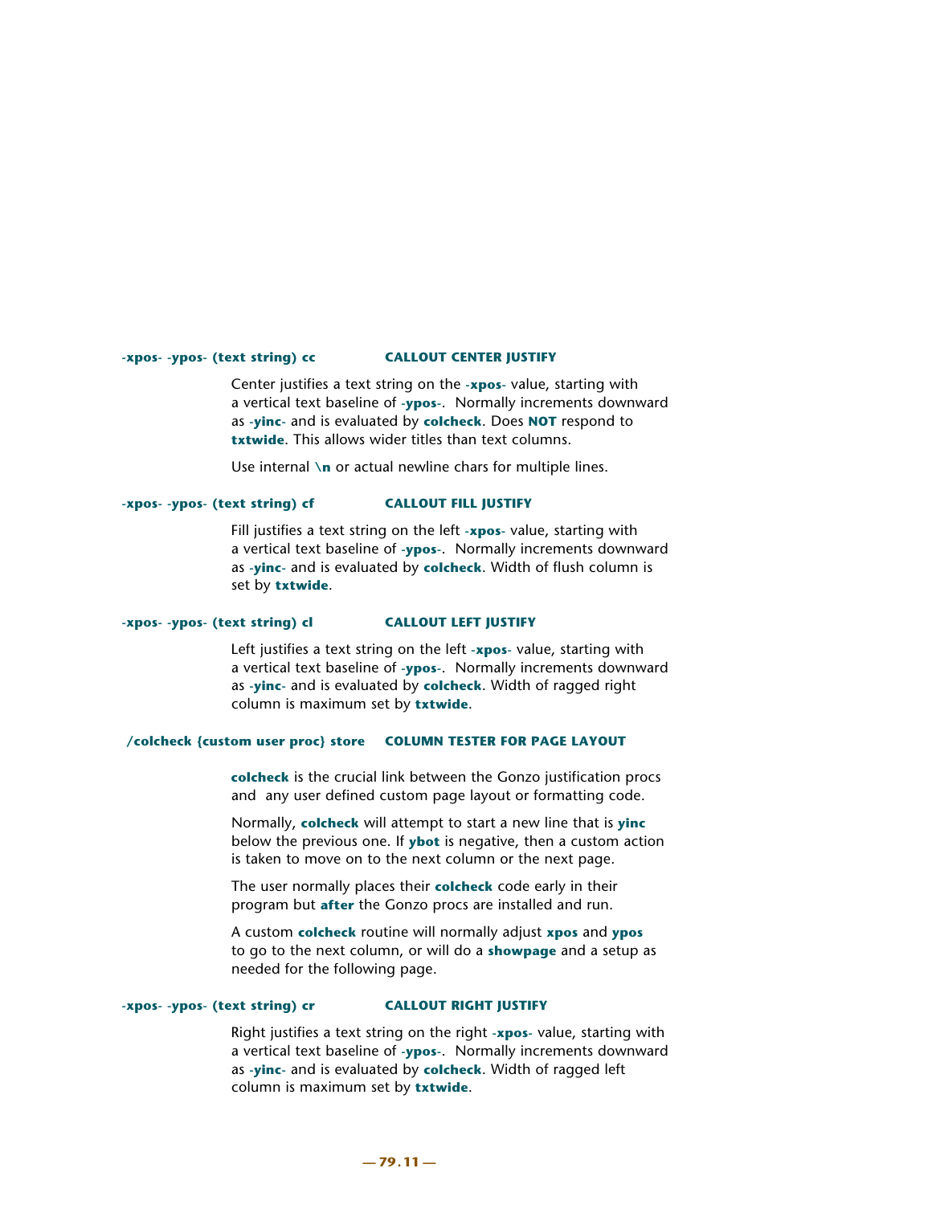**-xpos- -ypos- (text string) cc** **CALLOUT CENTER JUSTIFY**

Center justifies a text string on the **-xpos-** value, starting with a vertical text baseline of **-ypos-**. Normally increments downward as **-yinc-** and is evaluated by **colcheck**. Does **NOT** respond to **txtwide**. This allows wider titles than text columns.

Use internal **\n** or actual newline chars for multiple lines.

**-xpos- -ypos- (text string) cf** **CALLOUT FILL JUSTIFY**

Fill justifies a text string on the left **-xpos-** value, starting with a vertical text baseline of **-ypos-**. Normally increments downward as **-yinc-** and is evaluated by **colcheck**. Width of flush column is set by **txtwide**.

**-xpos- -ypos- (text string) cl** **CALLOUT LEFT JUSTIFY**

Left justifies a text string on the left **-xpos-** value, starting with a vertical text baseline of **-ypos-**. Normally increments downward as **-yinc-** and is evaluated by **colcheck**. Width of ragged right column is maximum set by **txtwide**.

**/colcheck {custom user proc} store** **COLUMN TESTER FOR PAGE LAYOUT**

**colcheck** is the crucial link between the Gonzo justification procs and any user defined custom page layout or formatting code.

Normally, **colcheck** will attempt to start a new line that is **yinc** below the previous one. If **ybot** is negative, then a custom action is taken to move on to the next column or the next page.

The user normally places their **colcheck** code early in their program but **after** the Gonzo procs are installed and run.

A custom **colcheck** routine will normally adjust **xpos** and **ypos** to go to the next column, or will do a **showpage** and a setup as needed for the following page.

**-xpos- -ypos- (text string) cr** **CALLOUT RIGHT JUSTIFY**

Right justifies a text string on the right **-xpos-** value, starting with a vertical text baseline of **-ypos-**. Normally increments downward as **-yinc-** and is evaluated by **colcheck**. Width of ragged left column is maximum set by **txtwide**.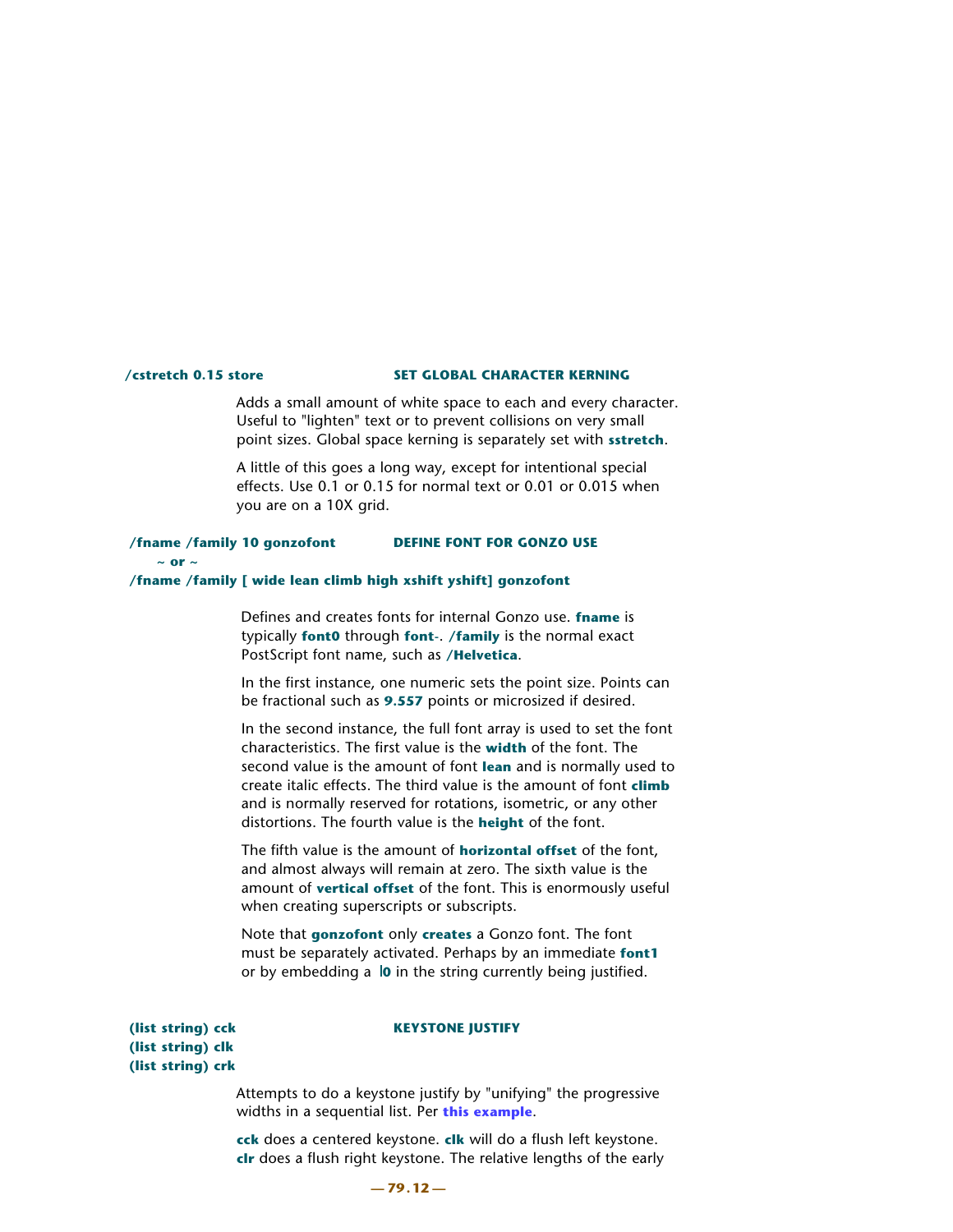**/cstretch 0.15 store** — **SET GLOBAL CHARACTER KERNING**

Adds a small amount of white space to each and every character. Useful to "lighten" text or to prevent collisions on very small point sizes. Global space kerning is separately set with **sstretch**.

A little of this goes a long way, except for intentional special effects. Use 0.1 or 0.15 for normal text or 0.01 or 0.015 when you are on a 10X grid.

**/fname /family 10 gonzofont** — **DEFINE FONT FOR GONZO USE**

**~ or ~**

**/fname /family [ wide lean climb high xshift yshift] gonzofont**

Defines and creates fonts for internal Gonzo use. **fname** is typically **font0** through **font-**. **/family** is the normal exact PostScript font name, such as **/Helvetica**.

In the first instance, one numeric sets the point size. Points can be fractional such as **9.557** points or microsized if desired.

In the second instance, the full font array is used to set the font characteristics. The first value is the **width** of the font. The second value is the amount of font **lean** and is normally used to create italic effects. The third value is the amount of font **climb** and is normally reserved for rotations, isometric, or any other distortions. The fourth value is the **height** of the font.

The fifth value is the amount of **horizontal offset** of the font, and almost always will remain at zero. The sixth value is the amount of **vertical offset** of the font. This is enormously useful when creating superscripts or subscripts.

Note that **gonzofont** only **creates** a Gonzo font. The font must be separately activated. Perhaps by an immediate **font1** or by embedding a **|0** in the string currently being justified.

**(list string) cck** — **KEYSTONE JUSTIFY**
**(list string) clk**
**(list string) crk**

Attempts to do a keystone justify by "unifying" the progressive widths in a sequential list. Per **this example**.

**cck** does a centered keystone. **clk** will do a flush left keystone. **clr** does a flush right keystone. The relative lengths of the early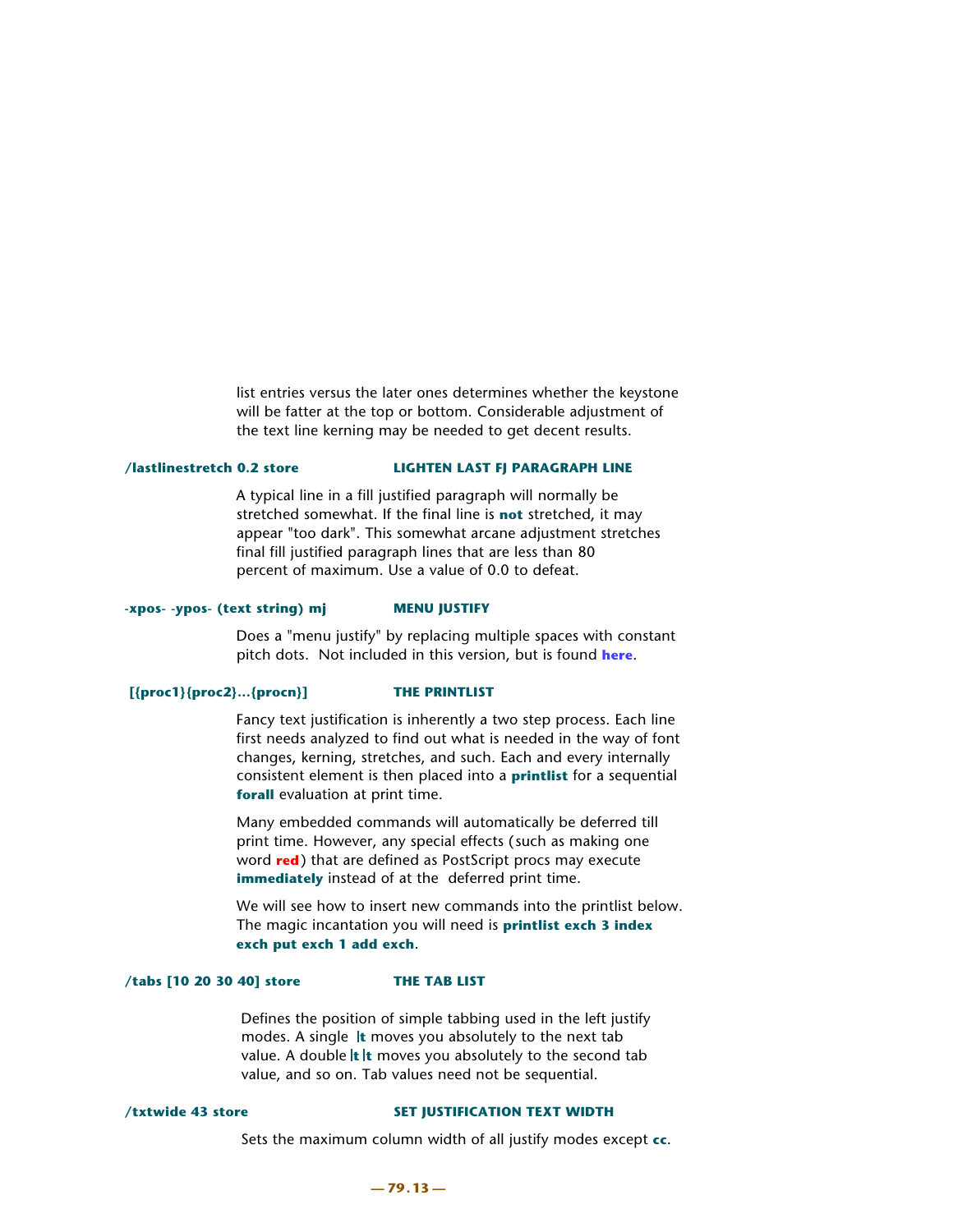list entries versus the later ones determines whether the keystone will be fatter at the top or bottom. Considerable adjustment of the text line kerning may be needed to get decent results.

**/lastlinestretch 0.2 store** **LIGHTEN LAST FJ PARAGRAPH LINE**

A typical line in a fill justified paragraph will normally be stretched somewhat. If the final line is **not** stretched, it may appear "too dark". This somewhat arcane adjustment stretches final fill justified paragraph lines that are less than 80 percent of maximum. Use a value of 0.0 to defeat.

**-xpos- -ypos- (text string) mj** **MENU JUSTIFY**

Does a "menu justify" by replacing multiple spaces with constant pitch dots. Not included in this version, but is found **here**.

**[{proc1}{proc2}...{procn}]** **THE PRINTLIST**

Fancy text justification is inherently a two step process. Each line first needs analyzed to find out what is needed in the way of font changes, kerning, stretches, and such. Each and every internally consistent element is then placed into a **printlist** for a sequential **forall** evaluation at print time.

Many embedded commands will automatically be deferred till print time. However, any special effects (such as making one word **red**) that are defined as PostScript procs may execute **immediately** instead of at the deferred print time.

We will see how to insert new commands into the printlist below. The magic incantation you will need is **printlist exch 3 index exch put exch 1 add exch**.

**/tabs [10 20 30 40] store** **THE TAB LIST**

Defines the position of simple tabbing used in the left justify modes. A single **|t** moves you absolutely to the next tab value. A double **|t|t** moves you absolutely to the second tab value, and so on. Tab values need not be sequential.

**/txtwide 43 store** **SET JUSTIFICATION TEXT WIDTH**

Sets the maximum column width of all justify modes except **cc**.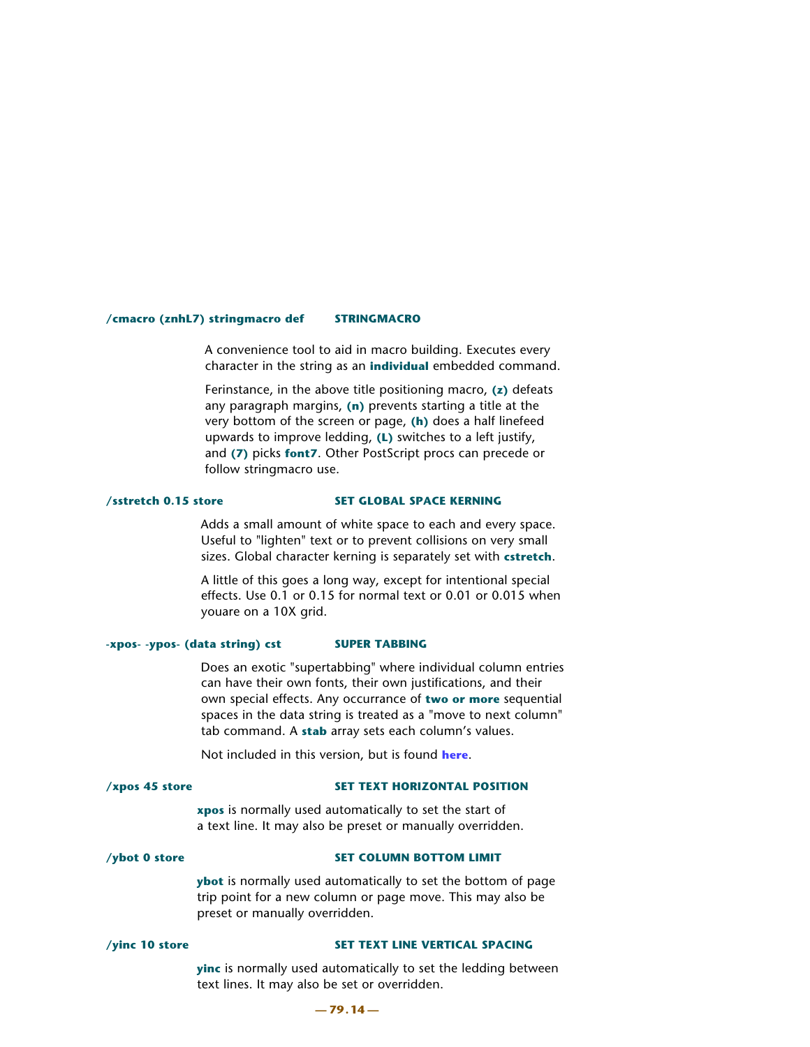**/cmacro (znhL7) stringmacro def** **STRINGMACRO**

A convenience tool to aid in macro building. Executes every character in the string as an **individual** embedded command.

Ferinstance, in the above title positioning macro, **(z)** defeats any paragraph margins, **(n)** prevents starting a title at the very bottom of the screen or page, **(h)** does a half linefeed upwards to improve ledding, **(L)** switches to a left justify, and **(7)** picks **font7**. Other PostScript procs can precede or follow stringmacro use.

**/sstretch 0.15 store** **SET GLOBAL SPACE KERNING**

Adds a small amount of white space to each and every space. Useful to "lighten" text or to prevent collisions on very small sizes. Global character kerning is separately set with **cstretch**.

A little of this goes a long way, except for intentional special effects. Use 0.1 or 0.15 for normal text or 0.01 or 0.015 when youare on a 10X grid.

**-xpos- -ypos- (data string) cst** **SUPER TABBING**

Does an exotic "supertabbing" where individual column entries can have their own fonts, their own justifications, and their own special effects. Any occurrance of **two or more** sequential spaces in the data string is treated as a "move to next column" tab command. A **stab** array sets each column's values.

Not included in this version, but is found **here**.

**/xpos 45 store** **SET TEXT HORIZONTAL POSITION**

**xpos** is normally used automatically to set the start of a text line. It may also be preset or manually overridden.

**/ybot 0 store** **SET COLUMN BOTTOM LIMIT**

**ybot** is normally used automatically to set the bottom of page trip point for a new column or page move. This may also be preset or manually overridden.

**/yinc 10 store** **SET TEXT LINE VERTICAL SPACING**

**yinc** is normally used automatically to set the ledding between text lines. It may also be set or overridden.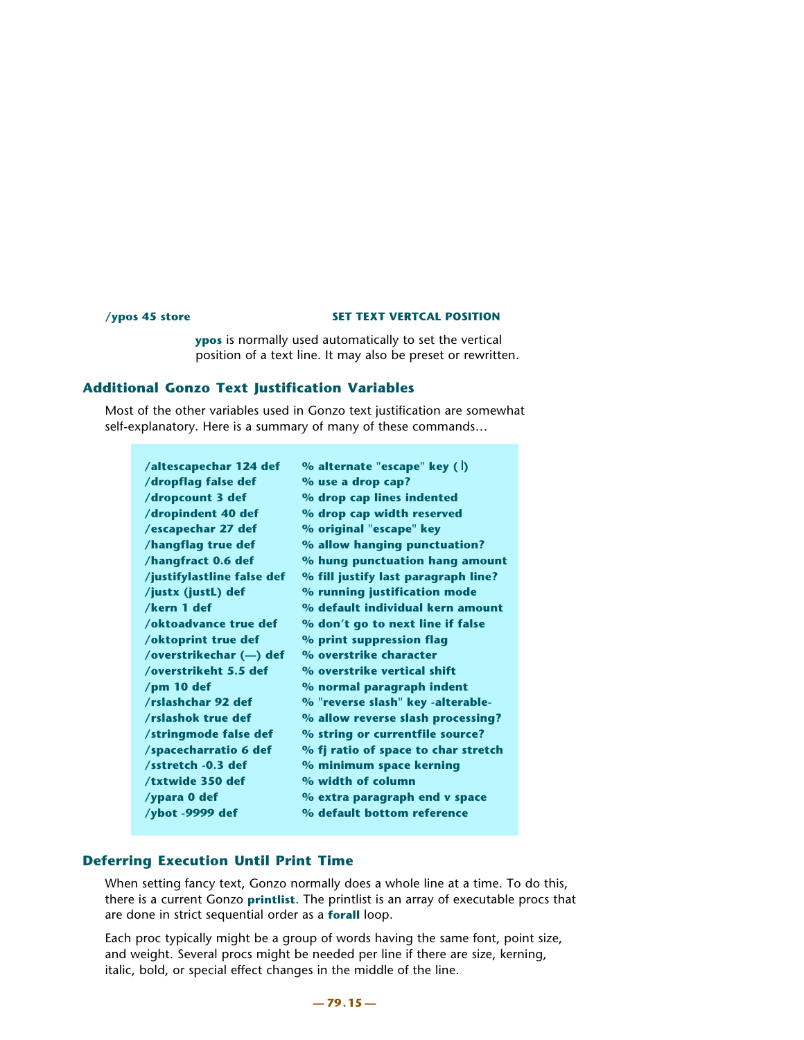**/ypos 45 store** **SET TEXT VERTCAL POSITION**

**ypos** is normally used automatically to set the vertical position of a text line. It may also be preset or rewritten.

## Additional Gonzo Text Justification Variables

Most of the other variables used in Gonzo text justification are somewhat self-explanatory. Here is a summary of many of these commands…

```
/altescapechar 124 def      % alternate "escape" key ( | )
/dropflag false def         % use a drop cap?
/dropcount 3 def            % drop cap lines indented
/dropindent 40 def          % drop cap width reserved
/escapechar 27 def          % original "escape" key
/hangflag true def          % allow hanging punctuation?
/hangfract 0.6 def          % hung punctuation hang amount
/justifylastline false def  % fill justify last paragraph line?
/justx (justL) def          % running justification mode
/kern 1 def                 % default individual kern amount
/oktoadvance true def       % don't go to next line if false
/oktoprint true def         % print suppression flag
/overstrikechar (—) def     % overstrike character
/overstrikeht 5.5 def       % overstrike vertical shift
/pm 10 def                  % normal paragraph indent
/rslashchar 92 def          % "reverse slash" key -alterable-
/rslashok true def          % allow reverse slash processing?
/stringmode false def       % string or currentfile source?
/spacecharratio 6 def       % fj ratio of space to char stretch
/sstretch -0.3 def          % minimum space kerning
/txtwide 350 def            % width of column
/ypara 0 def                % extra paragraph end v space
/ybot -9999 def             % default bottom reference
```

## Deferring Execution Until Print Time

When setting fancy text, Gonzo normally does a whole line at a time. To do this, there is a current Gonzo **printlist**. The printlist is an array of executable procs that are done in strict sequential order as a **forall** loop.

Each proc typically might be a group of words having the same font, point size, and weight. Several procs might be needed per line if there are size, kerning, italic, bold, or special effect changes in the middle of the line.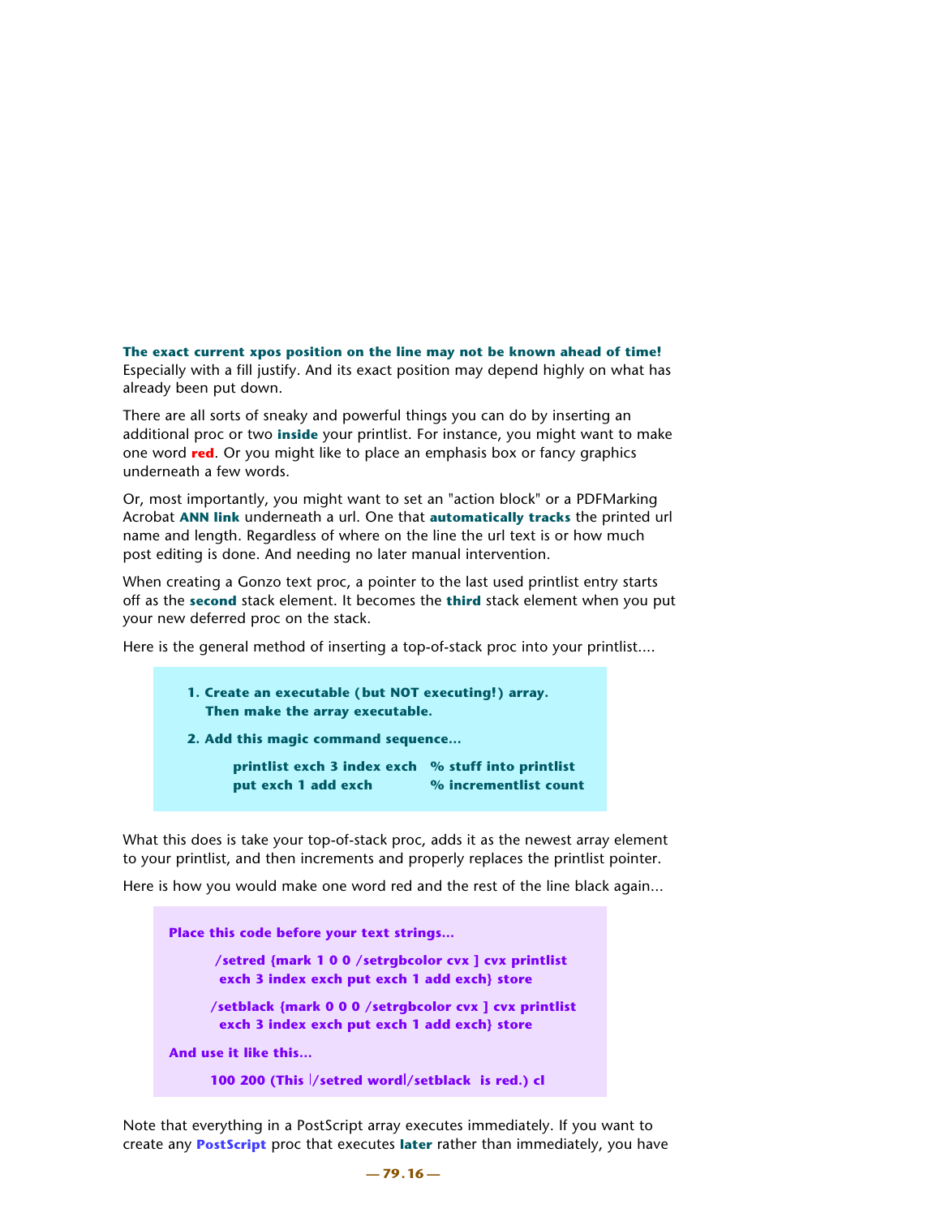**The exact current xpos position on the line may not be known ahead of time!** Especially with a fill justify. And its exact position may depend highly on what has already been put down.

There are all sorts of sneaky and powerful things you can do by inserting an additional proc or two **inside** your printlist. For instance, you might want to make one word **red**. Or you might like to place an emphasis box or fancy graphics underneath a few words.

Or, most importantly, you might want to set an "action block" or a PDFMarking Acrobat **ANN link** underneath a url. One that **automatically tracks** the printed url name and length. Regardless of where on the line the url text is or how much post editing is done. And needing no later manual intervention.

When creating a Gonzo text proc, a pointer to the last used printlist entry starts off as the **second** stack element. It becomes the **third** stack element when you put your new deferred proc on the stack.

Here is the general method of inserting a top-of-stack proc into your printlist....

**1. Create an executable (but NOT executing!) array. Then make the array executable.**

**2. Add this magic command sequence...**

```
printlist exch 3 index exch   % stuff into printlist
put exch 1 add exch           % incrementlist count
```

What this does is take your top-of-stack proc, adds it as the newest array element to your printlist, and then increments and properly replaces the printlist pointer.

Here is how you would make one word red and the rest of the line black again...

**Place this code before your text strings...**

```
/setred {mark 1 0 0 /setrgbcolor cvx ] cvx printlist
 exch 3 index exch put exch 1 add exch} store

/setblack {mark 0 0 0 /setrgbcolor cvx ] cvx printlist
 exch 3 index exch put exch 1 add exch} store
```

**And use it like this...**

```
100 200 (This |/setred word|/setblack  is red.) cl
```

Note that everything in a PostScript array executes immediately. If you want to create any **PostScript** proc that executes **later** rather than immediately, you have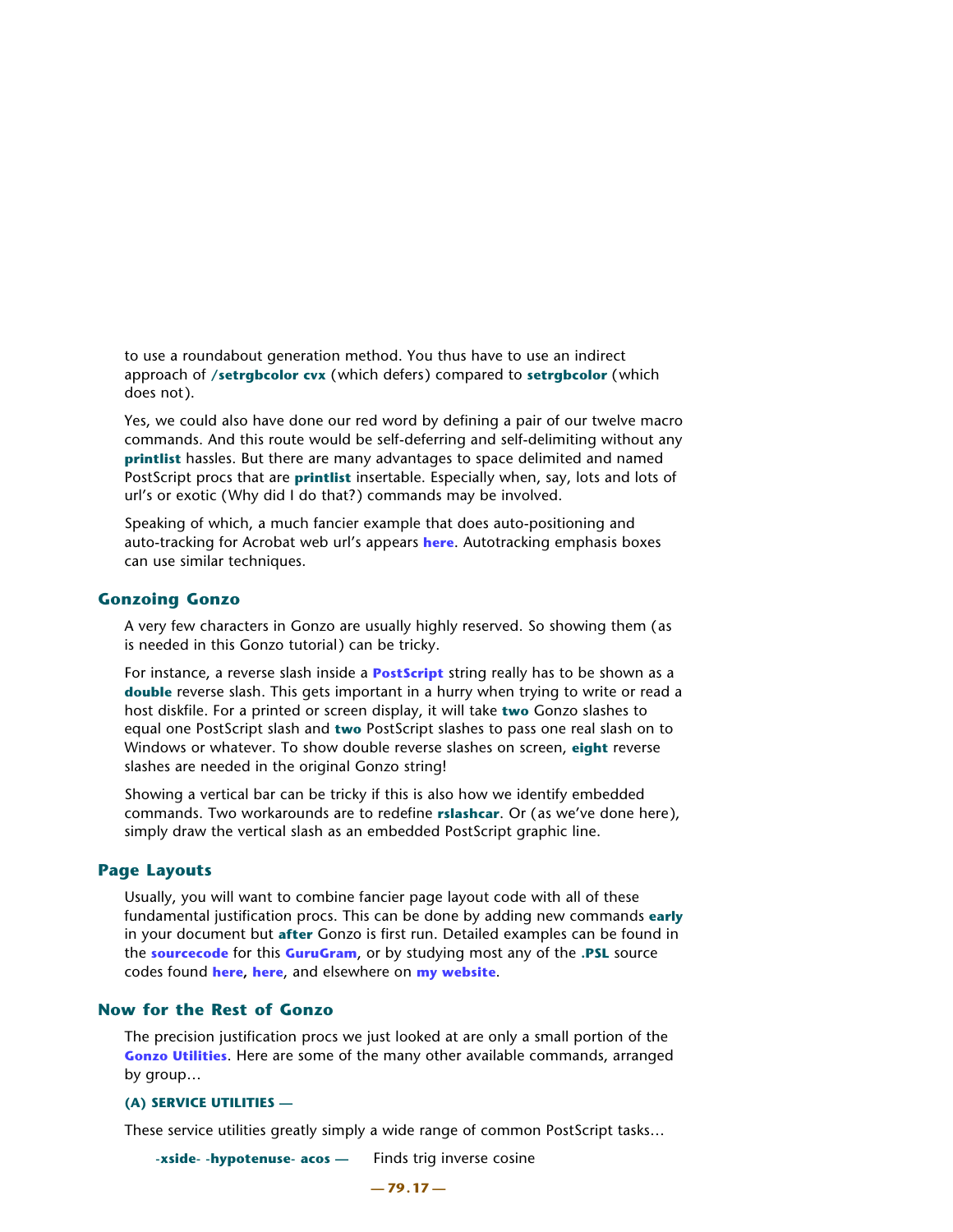to use a roundabout generation method. You thus have to use an indirect approach of **/setrgbcolor cvx** (which defers) compared to **setrgbcolor** (which does not).

Yes, we could also have done our red word by defining a pair of our twelve macro commands. And this route would be self-deferring and self-delimiting without any **printlist** hassles. But there are many advantages to space delimited and named PostScript procs that are **printlist** insertable. Especially when, say, lots and lots of url's or exotic (Why did I do that?) commands may be involved.

Speaking of which, a much fancier example that does auto-positioning and auto-tracking for Acrobat web url's appears **here**. Autotracking emphasis boxes can use similar techniques.

## Gonzoing Gonzo

A very few characters in Gonzo are usually highly reserved. So showing them (as is needed in this Gonzo tutorial) can be tricky.

For instance, a reverse slash inside a **PostScript** string really has to be shown as a **double** reverse slash. This gets important in a hurry when trying to write or read a host diskfile. For a printed or screen display, it will take **two** Gonzo slashes to equal one PostScript slash and **two** PostScript slashes to pass one real slash on to Windows or whatever. To show double reverse slashes on screen, **eight** reverse slashes are needed in the original Gonzo string!

Showing a vertical bar can be tricky if this is also how we identify embedded commands. Two workarounds are to redefine **rslashcar**. Or (as we've done here), simply draw the vertical slash as an embedded PostScript graphic line.

## Page Layouts

Usually, you will want to combine fancier page layout code with all of these fundamental justification procs. This can be done by adding new commands **early** in your document but **after** Gonzo is first run. Detailed examples can be found in the **sourcecode** for this **GuruGram**, or by studying most any of the **.PSL** source codes found **here**, **here**, and elsewhere on **my website**.

## Now for the Rest of Gonzo

The precision justification procs we just looked at are only a small portion of the **Gonzo Utilities**. Here are some of the many other available commands, arranged by group…

**(A) SERVICE UTILITIES —**

These service utilities greatly simply a wide range of common PostScript tasks…

**-xside- -hypotenuse- acos —** Finds trig inverse cosine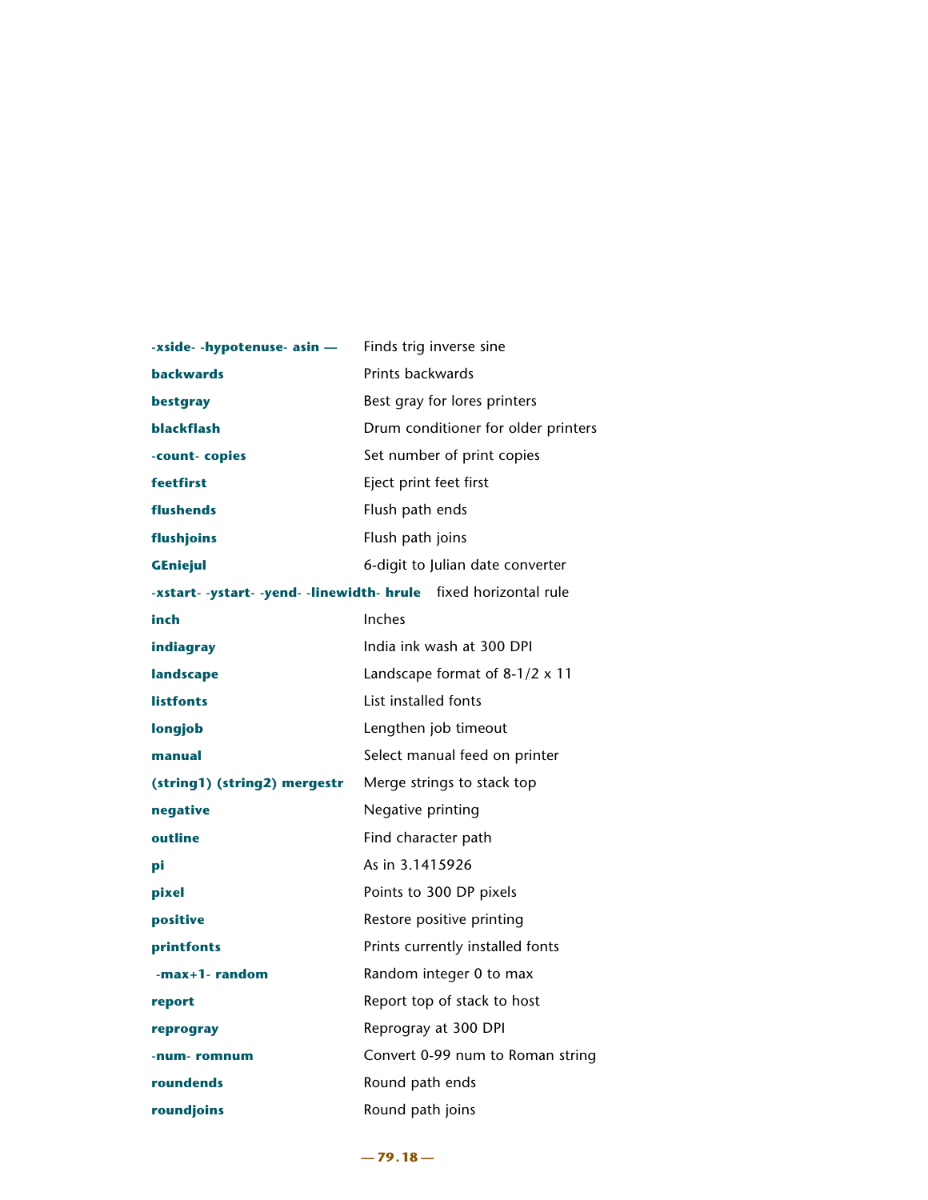| | |
|---|---|
| **-xside- -hypotenuse- asin —** | Finds trig inverse sine |
| **backwards** | Prints backwards |
| **bestgray** | Best gray for lores printers |
| **blackflash** | Drum conditioner for older printers |
| **-count- copies** | Set number of print copies |
| **feetfirst** | Eject print feet first |
| **flushends** | Flush path ends |
| **flushjoins** | Flush path joins |
| **GEniejul** | 6-digit to Julian date converter |
| **-xstart- -ystart- -yend- -linewidth- hrule** | fixed horizontal rule |
| **inch** | Inches |
| **indiagray** | India ink wash at 300 DPI |
| **landscape** | Landscape format of 8-1/2 x 11 |
| **listfonts** | List installed fonts |
| **longjob** | Lengthen job timeout |
| **manual** | Select manual feed on printer |
| **(string1) (string2) mergestr** | Merge strings to stack top |
| **negative** | Negative printing |
| **outline** | Find character path |
| **pi** | As in 3.1415926 |
| **pixel** | Points to 300 DP pixels |
| **positive** | Restore positive printing |
| **printfonts** | Prints currently installed fonts |
| **-max+1- random** | Random integer 0 to max |
| **report** | Report top of stack to host |
| **reprogray** | Reprogray at 300 DPI |
| **-num- romnum** | Convert 0-99 num to Roman string |
| **roundends** | Round path ends |
| **roundjoins** | Round path joins |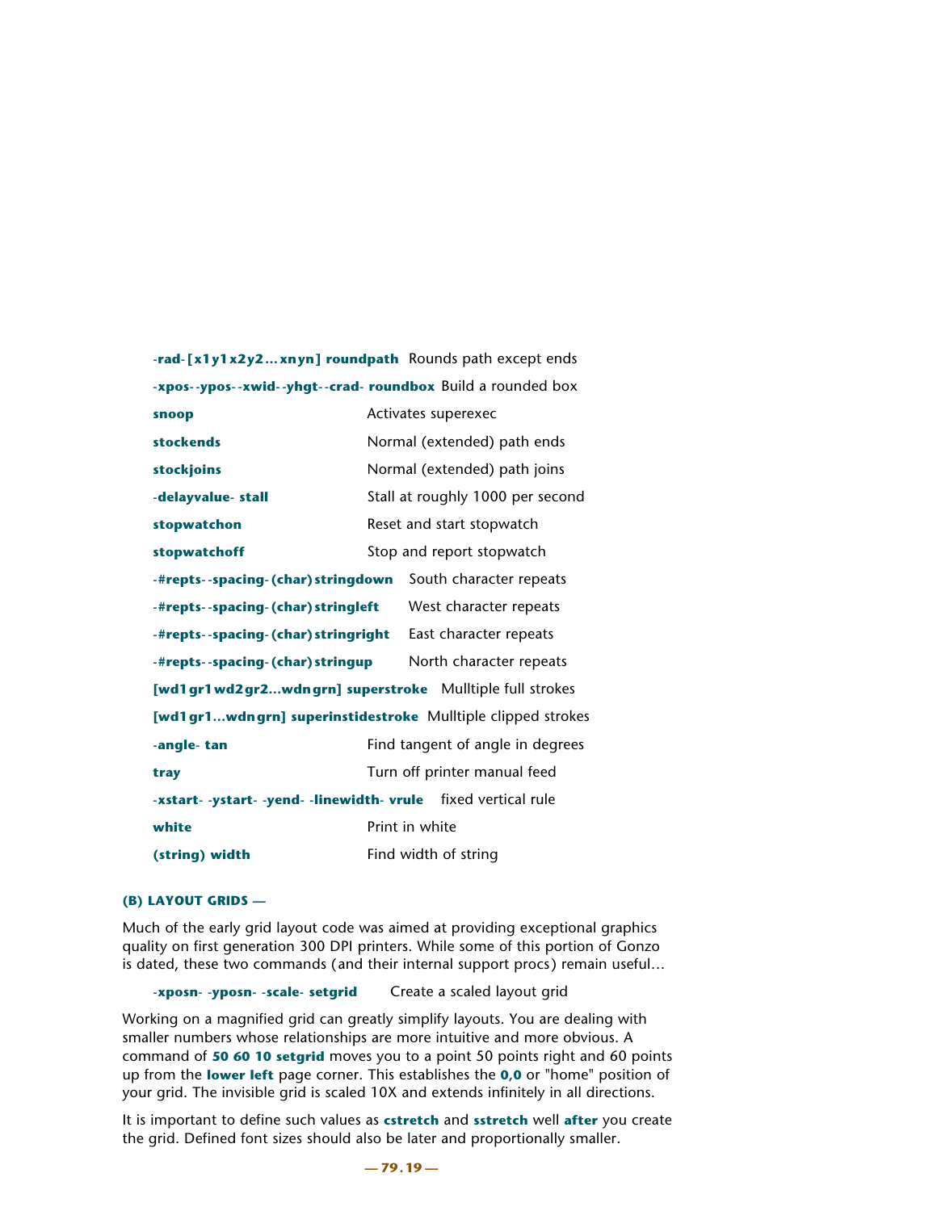**-rad- [x1 y1 x2 y2 … xn yn] roundpath** Rounds path except ends

**-xpos- -ypos- -xwid- -yhgt- -crad- roundbox** Build a rounded box

**snoop** Activates superexec

**stockends** Normal (extended) path ends

**stockjoins** Normal (extended) path joins

**-delayvalue- stall** Stall at roughly 1000 per second

**stopwatchon** Reset and start stopwatch

**stopwatchoff** Stop and report stopwatch

**-#repts- -spacing- (char) stringdown** South character repeats

**-#repts- -spacing- (char) stringleft** West character repeats

**-#repts- -spacing- (char) stringright** East character repeats

**-#repts- -spacing- (char) stringup** North character repeats

**[wd1 gr1 wd2 gr2...wdn grn] superstroke** Mulltiple full strokes

**[wd1 gr1...wdn grn] superinstidestroke** Mulltiple clipped strokes

**-angle- tan** Find tangent of angle in degrees

**tray** Turn off printer manual feed

**-xstart- -ystart- -yend- -linewidth- vrule** fixed vertical rule

**white** Print in white

**(string) width** Find width of string

**(B) LAYOUT GRIDS —**

Much of the early grid layout code was aimed at providing exceptional graphics quality on first generation 300 DPI printers. While some of this portion of Gonzo is dated, these two commands (and their internal support procs) remain useful…

**-xposn- -yposn- -scale- setgrid** Create a scaled layout grid

Working on a magnified grid can greatly simplify layouts. You are dealing with smaller numbers whose relationships are more intuitive and more obvious. A command of **50 60 10 setgrid** moves you to a point 50 points right and 60 points up from the **lower left** page corner. This establishes the **0,0** or "home" position of your grid. The invisible grid is scaled 10X and extends infinitely in all directions.

It is important to define such values as **cstretch** and **sstretch** well **after** you create the grid. Defined font sizes should also be later and proportionally smaller.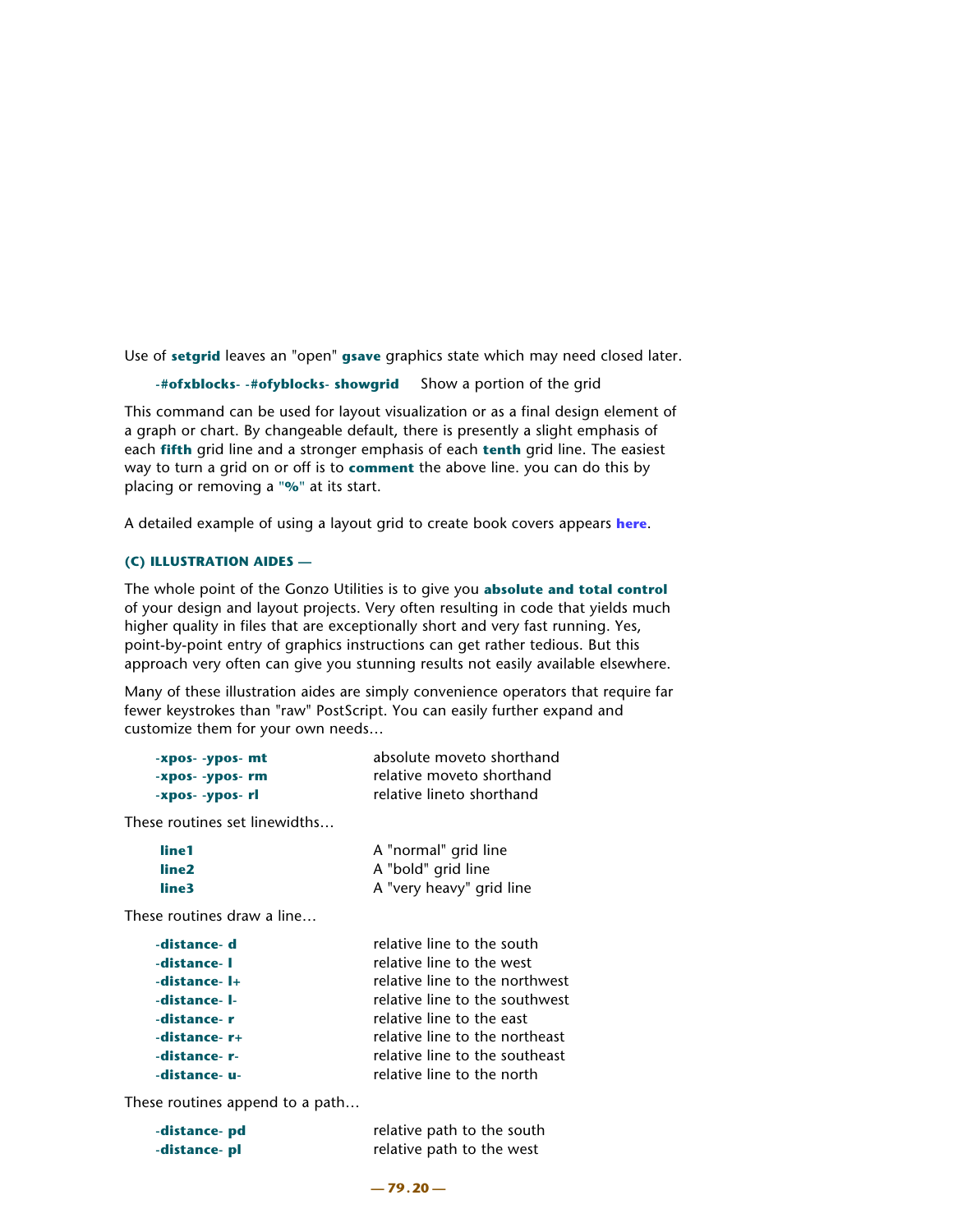Use of **setgrid** leaves an "open" **gsave** graphics state which may need closed later.

**-#ofxblocks- -#ofyblocks- showgrid** Show a portion of the grid

This command can be used for layout visualization or as a final design element of a graph or chart. By changeable default, there is presently a slight emphasis of each **fifth** grid line and a stronger emphasis of each **tenth** grid line. The easiest way to turn a grid on or off is to **comment** the above line. you can do this by placing or removing a **"%"** at its start.

A detailed example of using a layout grid to create book covers appears **here**.

**(C) ILLUSTRATION AIDES —**

The whole point of the Gonzo Utilities is to give you **absolute and total control** of your design and layout projects. Very often resulting in code that yields much higher quality in files that are exceptionally short and very fast running. Yes, point-by-point entry of graphics instructions can get rather tedious. But this approach very often can give you stunning results not easily available elsewhere.

Many of these illustration aides are simply convenience operators that require far fewer keystrokes than "raw" PostScript. You can easily further expand and customize them for your own needs…

| | |
|---|---|
| **-xpos- -ypos- mt** | absolute moveto shorthand |
| **-xpos- -ypos- rm** | relative moveto shorthand |
| **-xpos- -ypos- rl** | relative lineto shorthand |

These routines set linewidths…

| | |
|---|---|
| **line1** | A "normal" grid line |
| **line2** | A "bold" grid line |
| **line3** | A "very heavy" grid line |

These routines draw a line…

| | |
|---|---|
| **-distance- d** | relative line to the south |
| **-distance- l** | relative line to the west |
| **-distance- l+** | relative line to the northwest |
| **-distance- l-** | relative line to the southwest |
| **-distance- r** | relative line to the east |
| **-distance- r+** | relative line to the northeast |
| **-distance- r-** | relative line to the southeast |
| **-distance- u-** | relative line to the north |

These routines append to a path…

| | |
|---|---|
| **-distance- pd** | relative path to the south |
| **-distance- pl** | relative path to the west |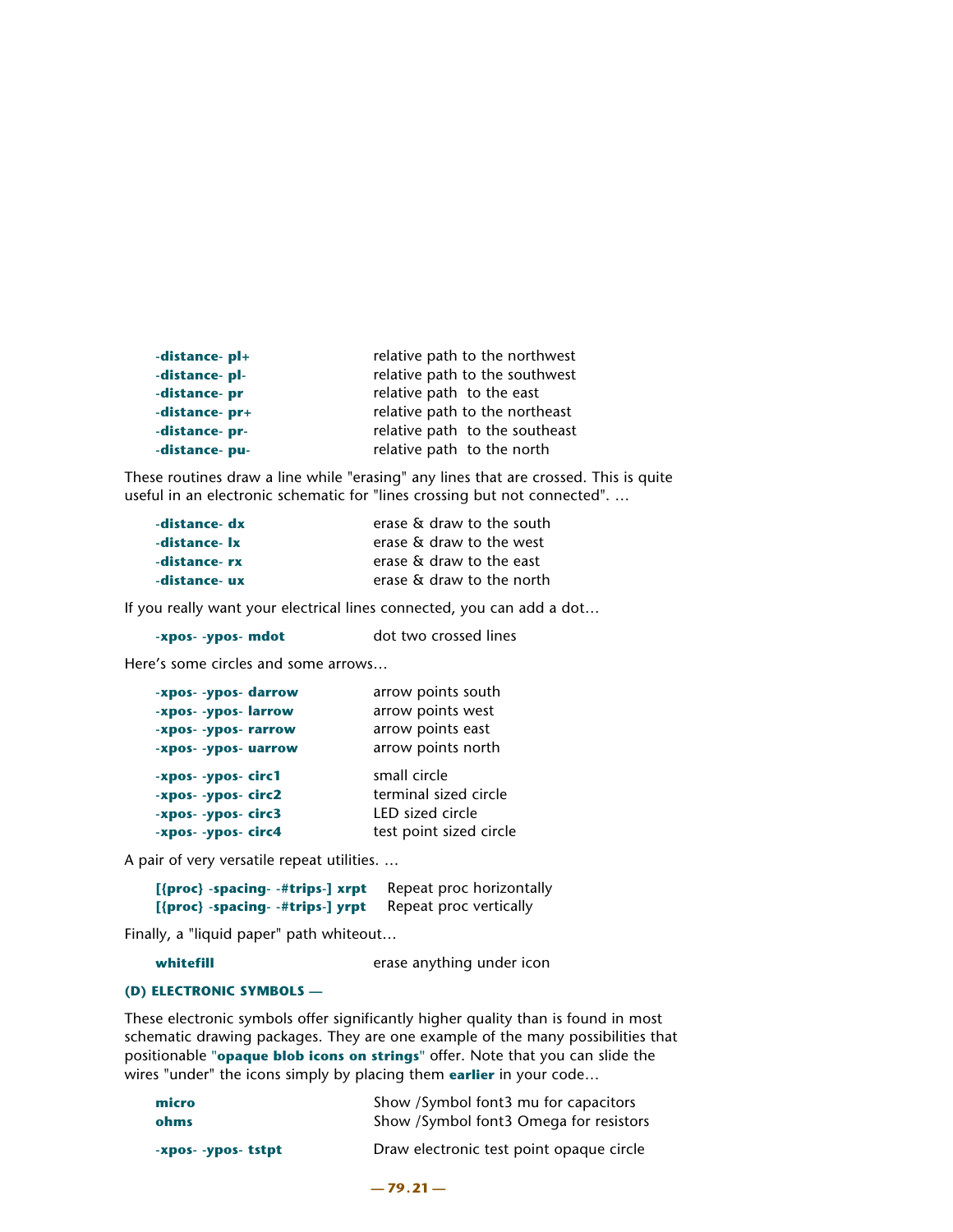| | |
|---|---|
| **-distance- pl+** | relative path to the northwest |
| **-distance- pl-** | relative path to the southwest |
| **-distance- pr** | relative path to the east |
| **-distance- pr+** | relative path to the northeast |
| **-distance- pr-** | relative path to the southeast |
| **-distance- pu-** | relative path to the north |

These routines draw a line while "erasing" any lines that are crossed. This is quite useful in an electronic schematic for "lines crossing but not connected". ...

| | |
|---|---|
| **-distance- dx** | erase & draw to the south |
| **-distance- lx** | erase & draw to the west |
| **-distance- rx** | erase & draw to the east |
| **-distance- ux** | erase & draw to the north |

If you really want your electrical lines connected, you can add a dot...

| | |
|---|---|
| **-xpos- -ypos- mdot** | dot two crossed lines |

Here's some circles and some arrows...

| | |
|---|---|
| **-xpos- -ypos- darrow** | arrow points south |
| **-xpos- -ypos- larrow** | arrow points west |
| **-xpos- -ypos- rarrow** | arrow points east |
| **-xpos- -ypos- uarrow** | arrow points north |
| **-xpos- -ypos- circ1** | small circle |
| **-xpos- -ypos- circ2** | terminal sized circle |
| **-xpos- -ypos- circ3** | LED sized circle |
| **-xpos- -ypos- circ4** | test point sized circle |

A pair of very versatile repeat utilities. ...

| | |
|---|---|
| **[{proc} -spacing- -#trips-] xrpt** | Repeat proc horizontally |
| **[{proc} -spacing- -#trips-] yrpt** | Repeat proc vertically |

Finally, a "liquid paper" path whiteout...

| | |
|---|---|
| **whitefill** | erase anything under icon |

**(D) ELECTRONIC SYMBOLS —**

These electronic symbols offer significantly higher quality than is found in most schematic drawing packages. They are one example of the many possibilities that positionable "**opaque blob icons on strings**" offer. Note that you can slide the wires "under" the icons simply by placing them **earlier** in your code...

| | |
|---|---|
| **micro** | Show /Symbol font3 mu for capacitors |
| **ohms** | Show /Symbol font3 Omega for resistors |
| **-xpos- -ypos- tstpt** | Draw electronic test point opaque circle |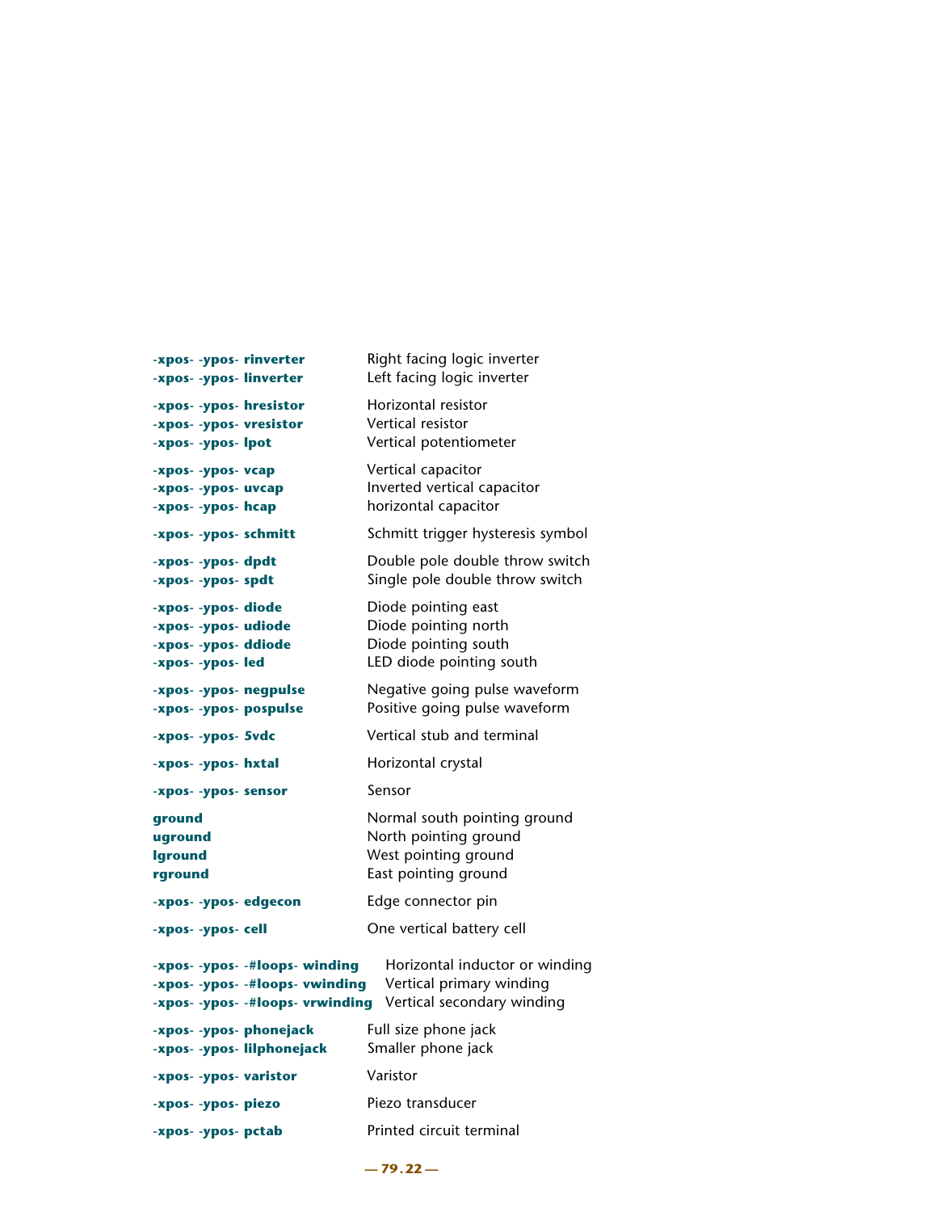| | |
|---|---|
| **-xpos- -ypos- rinverter** | Right facing logic inverter |
| **-xpos- -ypos- linverter** | Left facing logic inverter |
| **-xpos- -ypos- hresistor** | Horizontal resistor |
| **-xpos- -ypos- vresistor** | Vertical resistor |
| **-xpos- -ypos- lpot** | Vertical potentiometer |
| **-xpos- -ypos- vcap** | Vertical capacitor |
| **-xpos- -ypos- uvcap** | Inverted vertical capacitor |
| **-xpos- -ypos- hcap** | horizontal capacitor |
| **-xpos- -ypos- schmitt** | Schmitt trigger hysteresis symbol |
| **-xpos- -ypos- dpdt** | Double pole double throw switch |
| **-xpos- -ypos- spdt** | Single pole double throw switch |
| **-xpos- -ypos- diode** | Diode pointing east |
| **-xpos- -ypos- udiode** | Diode pointing north |
| **-xpos- -ypos- ddiode** | Diode pointing south |
| **-xpos- -ypos- led** | LED diode pointing south |
| **-xpos- -ypos- negpulse** | Negative going pulse waveform |
| **-xpos- -ypos- pospulse** | Positive going pulse waveform |
| **-xpos- -ypos- 5vdc** | Vertical stub and terminal |
| **-xpos- -ypos- hxtal** | Horizontal crystal |
| **-xpos- -ypos- sensor** | Sensor |
| **ground** | Normal south pointing ground |
| **uground** | North pointing ground |
| **lground** | West pointing ground |
| **rground** | East pointing ground |
| **-xpos- -ypos- edgecon** | Edge connector pin |
| **-xpos- -ypos- cell** | One vertical battery cell |
| **-xpos- -ypos- -#loops- winding** | Horizontal inductor or winding |
| **-xpos- -ypos- -#loops- vwinding** | Vertical primary winding |
| **-xpos- -ypos- -#loops- vrwinding** | Vertical secondary winding |
| **-xpos- -ypos- phonejack** | Full size phone jack |
| **-xpos- -ypos- lilphonejack** | Smaller phone jack |
| **-xpos- -ypos- varistor** | Varistor |
| **-xpos- -ypos- piezo** | Piezo transducer |
| **-xpos- -ypos- pctab** | Printed circuit terminal |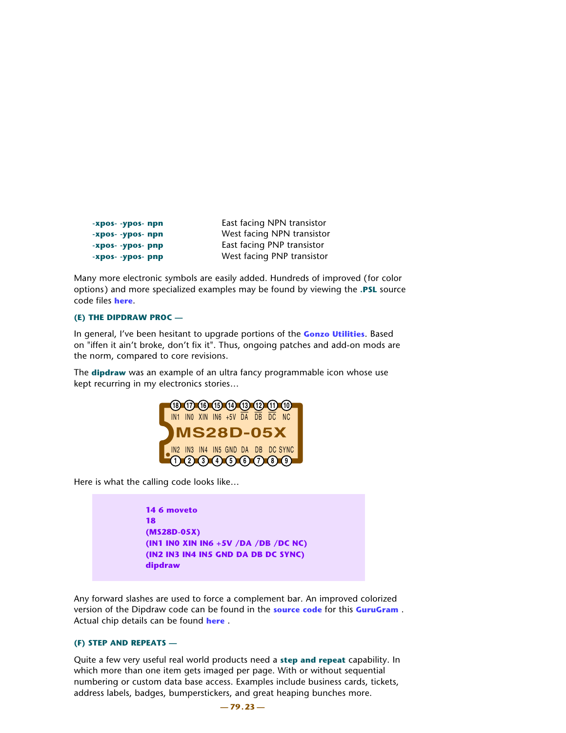| | |
|---|---|
| **-xpos- -ypos- npn** | East facing NPN transistor |
| **-xpos- -ypos- npn** | West facing NPN transistor |
| **-xpos- -ypos- pnp** | East facing PNP transistor |
| **-xpos- -ypos- pnp** | West facing PNP transistor |

Many more electronic symbols are easily added. Hundreds of improved (for color options) and more specialized examples may be found by viewing the **.PSL** source code files **here**.

**(E) THE DIPDRAW PROC —**

In general, I've been hesitant to upgrade portions of the **Gonzo Utilities**. Based on "iffen it ain't broke, don't fix it". Thus, ongoing patches and add-on mods are the norm, compared to core revisions.

The **dipdraw** was an example of an ultra fancy programmable icon whose use kept recurring in my electronics stories…

Here is what the calling code looks like…

```
14 6 moveto
18
(MS28D-05X)
(IN1 IN0 XIN IN6 +5V /DA /DB /DC NC)
(IN2 IN3 IN4 IN5 GND DA DB DC SYNC)
dipdraw
```

Any forward slashes are used to force a complement bar. An improved colorized version of the Dipdraw code can be found in the **source code** for this **GuruGram** . Actual chip details can be found **here** .

**(F) STEP AND REPEATS —**

Quite a few very useful real world products need a **step and repeat** capability. In which more than one item gets imaged per page. With or without sequential numbering or custom data base access. Examples include business cards, tickets, address labels, badges, bumperstickers, and great heaping bunches more.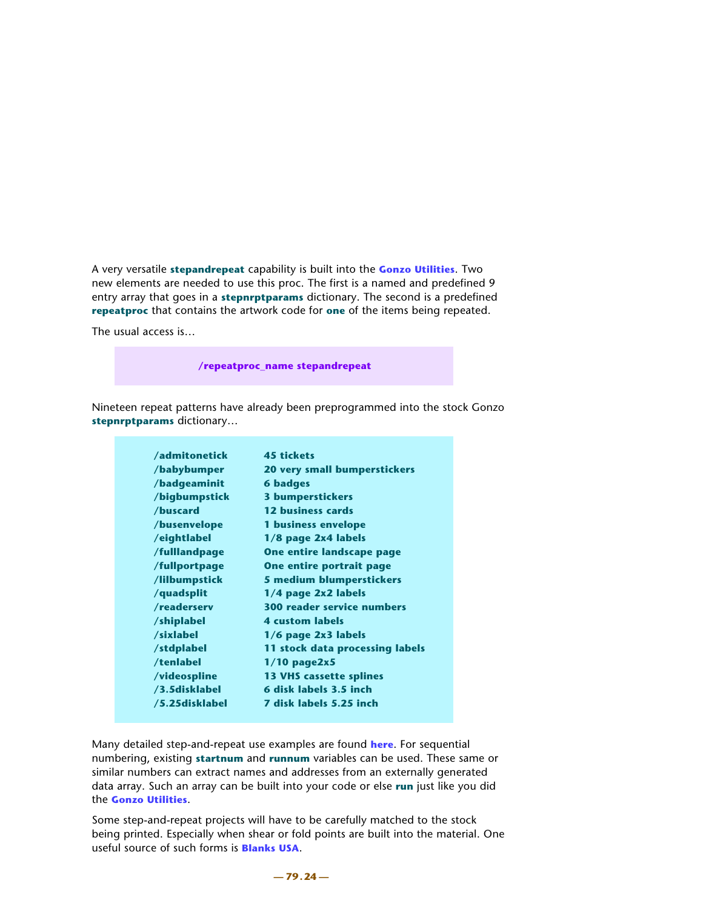A very versatile **stepandrepeat** capability is built into the **Gonzo Utilities**. Two new elements are needed to use this proc. The first is a named and predefined 9 entry array that goes in a **stepnrptparams** dictionary. The second is a predefined **repeatproc** that contains the artwork code for **one** of the items being repeated.

The usual access is…

```
/repeatproc_name stepandrepeat
```

Nineteen repeat patterns have already been preprogrammed into the stock Gonzo **stepnrptparams** dictionary…

| | |
|---|---|
| /admitonetick | 45 tickets |
| /babybumper | 20 very small bumperstickers |
| /badgeaminit | 6 badges |
| /bigbumpstick | 3 bumperstickers |
| /buscard | 12 business cards |
| /busenvelope | 1 business envelope |
| /eightlabel | 1/8 page 2x4 labels |
| /fulllandpage | One entire landscape page |
| /fullportpage | One entire portrait page |
| /lilbumpstick | 5 medium blumperstickers |
| /quadsplit | 1/4 page 2x2 labels |
| /readerserv | 300 reader service numbers |
| /shiplabel | 4 custom labels |
| /sixlabel | 1/6 page 2x3 labels |
| /stdplabel | 11 stock data processing labels |
| /tenlabel | 1/10 page2x5 |
| /videospline | 13 VHS cassette splines |
| /3.5disklabel | 6 disk labels 3.5 inch |
| /5.25disklabel | 7 disk labels 5.25 inch |

Many detailed step-and-repeat use examples are found **here**. For sequential numbering, existing **startnum** and **runnum** variables can be used. These same or similar numbers can extract names and addresses from an externally generated data array. Such an array can be built into your code or else **run** just like you did the **Gonzo Utilities**.

Some step-and-repeat projects will have to be carefully matched to the stock being printed. Especially when shear or fold points are built into the material. One useful source of such forms is **Blanks USA**.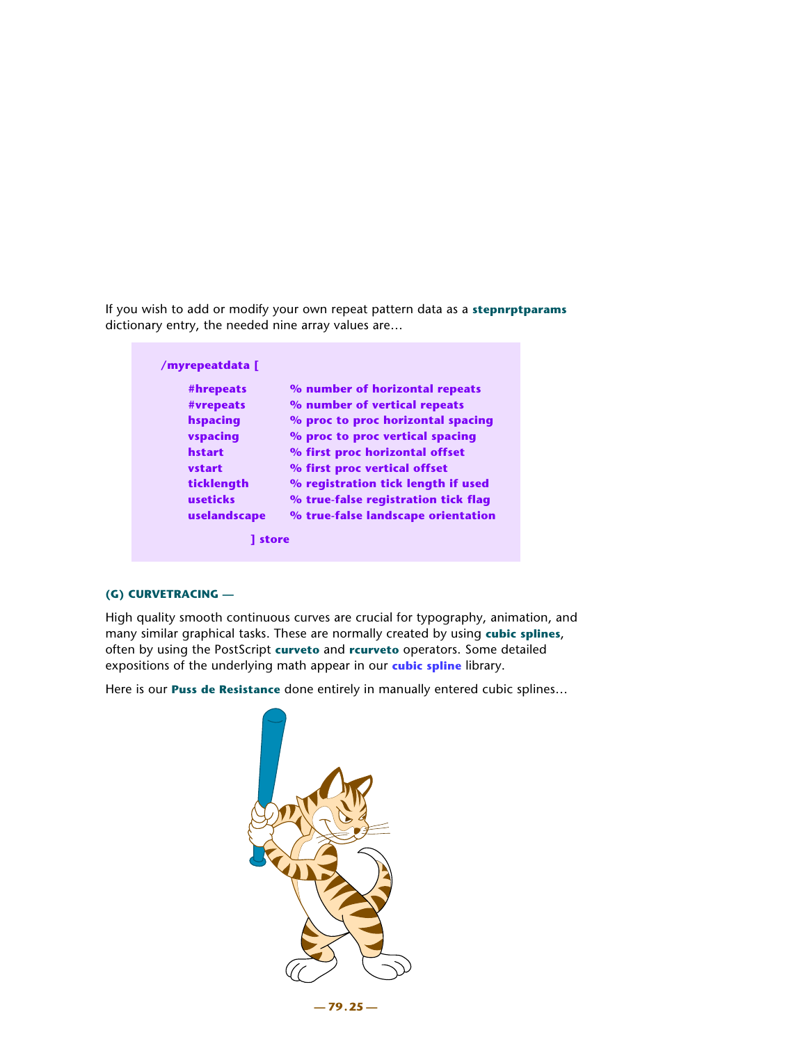If you wish to add or modify your own repeat pattern data as a **stepnrptparams** dictionary entry, the needed nine array values are…

```
/myrepeatdata [

    #hrepeats       % number of horizontal repeats
    #vrepeats       % number of vertical repeats
    hspacing        % proc to proc horizontal spacing
    vspacing        % proc to proc vertical spacing
    hstart          % first proc horizontal offset
    vstart          % first proc vertical offset
    ticklength      % registration tick length if used
    useticks        % true-false registration tick flag
    uselandscape    % true-false landscape orientation

              ] store
```

**(G) CURVETRACING —**

High quality smooth continuous curves are crucial for typography, animation, and many similar graphical tasks. These are normally created by using **cubic splines**, often by using the PostScript **curveto** and **rcurveto** operators. Some detailed expositions of the underlying math appear in our **cubic spline** library.

Here is our **Puss de Resistance** done entirely in manually entered cubic splines…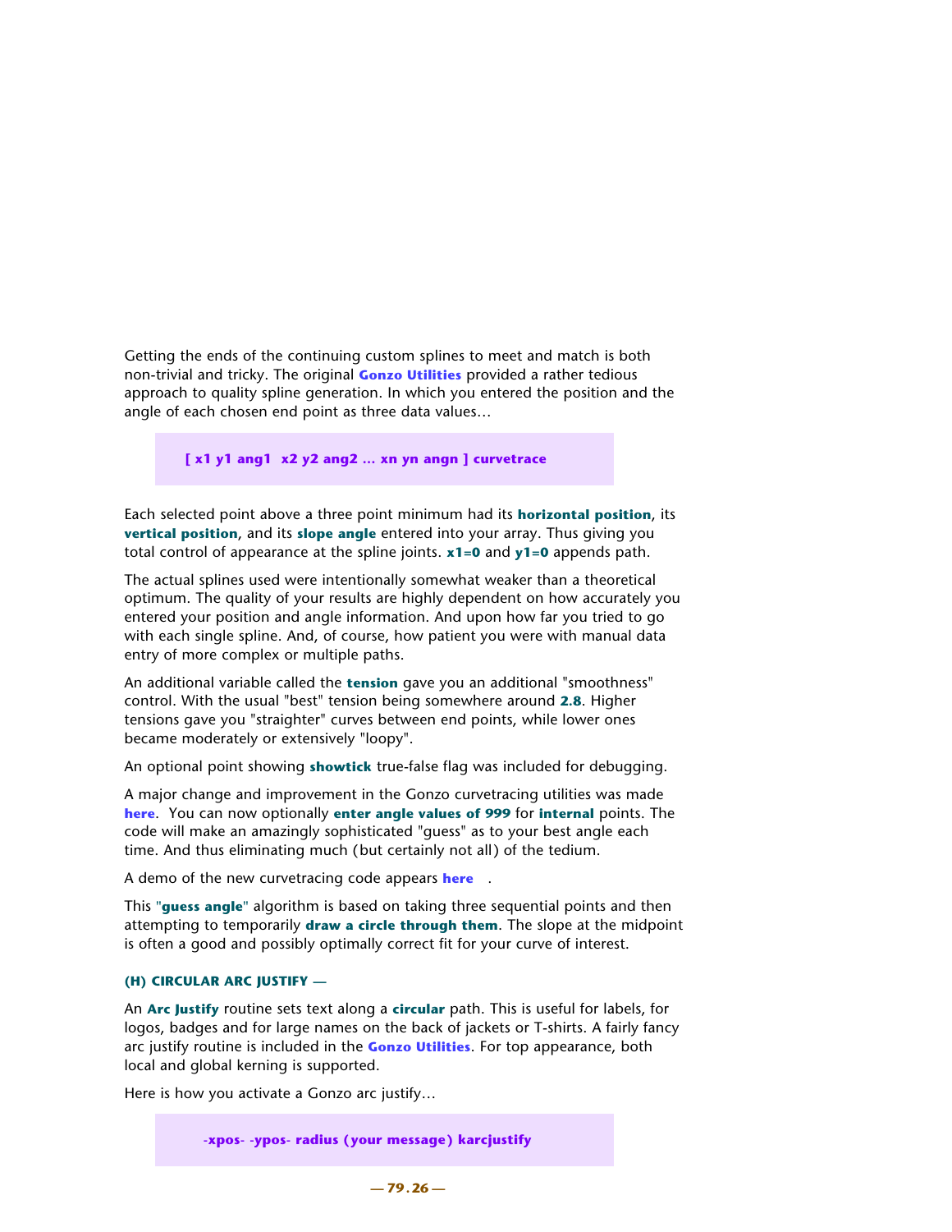Getting the ends of the continuing custom splines to meet and match is both non-trivial and tricky. The original **Gonzo Utilities** provided a rather tedious approach to quality spline generation. In which you entered the position and the angle of each chosen end point as three data values…

```
[ x1 y1 ang1  x2 y2 ang2 ... xn yn angn ] curvetrace
```

Each selected point above a three point minimum had its **horizontal position**, its **vertical position**, and its **slope angle** entered into your array. Thus giving you total control of appearance at the spline joints. **x1=0** and **y1=0** appends path.

The actual splines used were intentionally somewhat weaker than a theoretical optimum. The quality of your results are highly dependent on how accurately you entered your position and angle information. And upon how far you tried to go with each single spline. And, of course, how patient you were with manual data entry of more complex or multiple paths.

An additional variable called the **tension** gave you an additional "smoothness" control. With the usual "best" tension being somewhere around **2.8**. Higher tensions gave you "straighter" curves between end points, while lower ones became moderately or extensively "loopy".

An optional point showing **showtick** true-false flag was included for debugging.

A major change and improvement in the Gonzo curvetracing utilities was made **here**. You can now optionally **enter angle values of 999** for **internal** points. The code will make an amazingly sophisticated "guess" as to your best angle each time. And thus eliminating much (but certainly not all) of the tedium.

A demo of the new curvetracing code appears **here** .

This "**guess angle**" algorithm is based on taking three sequential points and then attempting to temporarily **draw a circle through them**. The slope at the midpoint is often a good and possibly optimally correct fit for your curve of interest.

### (H) CIRCULAR ARC JUSTIFY —

An **Arc Justify** routine sets text along a **circular** path. This is useful for labels, for logos, badges and for large names on the back of jackets or T-shirts. A fairly fancy arc justify routine is included in the **Gonzo Utilities**. For top appearance, both local and global kerning is supported.

Here is how you activate a Gonzo arc justify…

```
-xpos- -ypos- radius (your message) karcjustify
```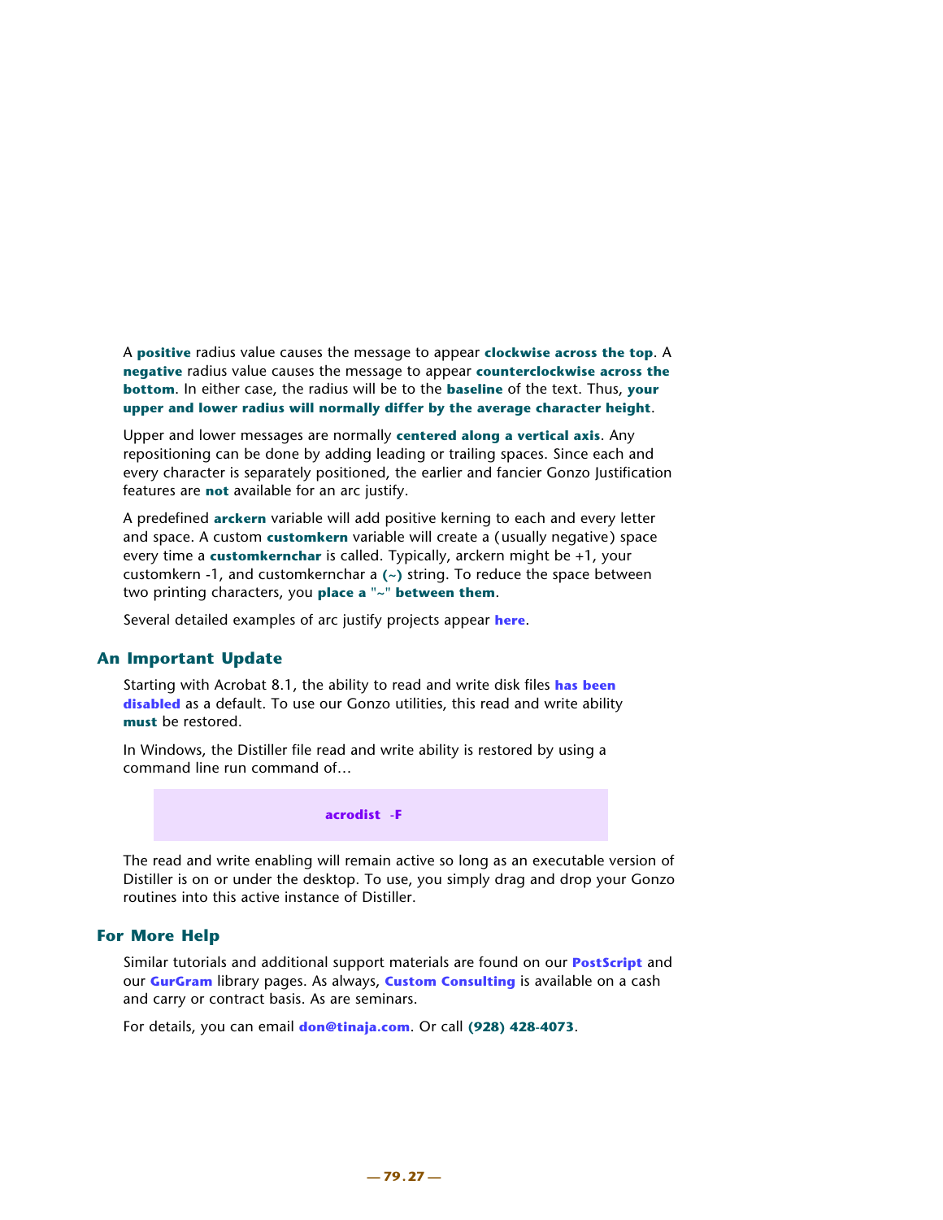A **positive** radius value causes the message to appear **clockwise across the top**. A **negative** radius value causes the message to appear **counterclockwise across the bottom**. In either case, the radius will be to the **baseline** of the text. Thus, **your upper and lower radius will normally differ by the average character height**.

Upper and lower messages are normally **centered along a vertical axis**. Any repositioning can be done by adding leading or trailing spaces. Since each and every character is separately positioned, the earlier and fancier Gonzo Justification features are **not** available for an arc justify.

A predefined **arckern** variable will add positive kerning to each and every letter and space. A custom **customkern** variable will create a (usually negative) space every time a **customkernchar** is called. Typically, arckern might be +1, your customkern -1, and customkernchar a **(~)** string. To reduce the space between two printing characters, you **place a "~" between them**.

Several detailed examples of arc justify projects appear **here**.

## An Important Update

Starting with Acrobat 8.1, the ability to read and write disk files **has been disabled** as a default. To use our Gonzo utilities, this read and write ability **must** be restored.

In Windows, the Distiller file read and write ability is restored by using a command line run command of…

```
acrodist -F
```

The read and write enabling will remain active so long as an executable version of Distiller is on or under the desktop. To use, you simply drag and drop your Gonzo routines into this active instance of Distiller.

## For More Help

Similar tutorials and additional support materials are found on our **PostScript** and our **GurGram** library pages. As always, **Custom Consulting** is available on a cash and carry or contract basis. As are seminars.

For details, you can email **don@tinaja.com**. Or call **(928) 428-4073**.